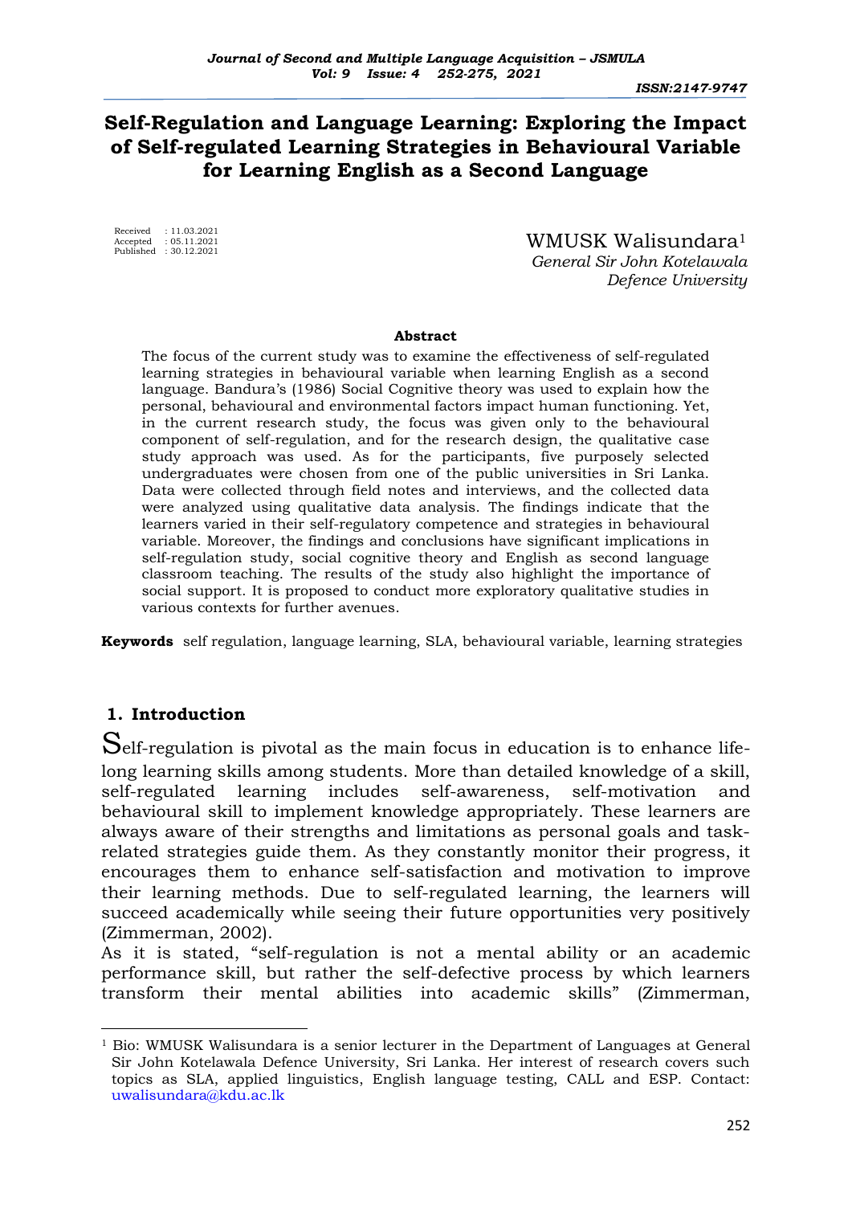# Self-Regulation and Language Learning: Exploring the Impact of Self-regulated Learning Strategies in Behavioural Variable for Learning English as a Second Language

Received : 11.03.2021
Accepted : 05.11.2021
Published : 30.12.2021

WMUSK Walisundara[1]
*General Sir John Kotelawala Defence University*

**Abstract**

The focus of the current study was to examine the effectiveness of self-regulated learning strategies in behavioural variable when learning English as a second language. Bandura's (1986) Social Cognitive theory was used to explain how the personal, behavioural and environmental factors impact human functioning. Yet, in the current research study, the focus was given only to the behavioural component of self-regulation, and for the research design, the qualitative case study approach was used. As for the participants, five purposely selected undergraduates were chosen from one of the public universities in Sri Lanka. Data were collected through field notes and interviews, and the collected data were analyzed using qualitative data analysis. The findings indicate that the learners varied in their self-regulatory competence and strategies in behavioural variable. Moreover, the findings and conclusions have significant implications in self-regulation study, social cognitive theory and English as second language classroom teaching. The results of the study also highlight the importance of social support. It is proposed to conduct more exploratory qualitative studies in various contexts for further avenues.

**Keywords** self regulation, language learning, SLA, behavioural variable, learning strategies

## 1. Introduction

Self-regulation is pivotal as the main focus in education is to enhance life-long learning skills among students. More than detailed knowledge of a skill, self-regulated learning includes self-awareness, self-motivation and behavioural skill to implement knowledge appropriately. These learners are always aware of their strengths and limitations as personal goals and task-related strategies guide them. As they constantly monitor their progress, it encourages them to enhance self-satisfaction and motivation to improve their learning methods. Due to self-regulated learning, the learners will succeed academically while seeing their future opportunities very positively (Zimmerman, 2002).

As it is stated, "self-regulation is not a mental ability or an academic performance skill, but rather the self-defective process by which learners transform their mental abilities into academic skills" (Zimmerman,

[1] Bio: WMUSK Walisundara is a senior lecturer in the Department of Languages at General Sir John Kotelawala Defence University, Sri Lanka. Her interest of research covers such topics as SLA, applied linguistics, English language testing, CALL and ESP. Contact: uwalisundara@kdu.ac.lk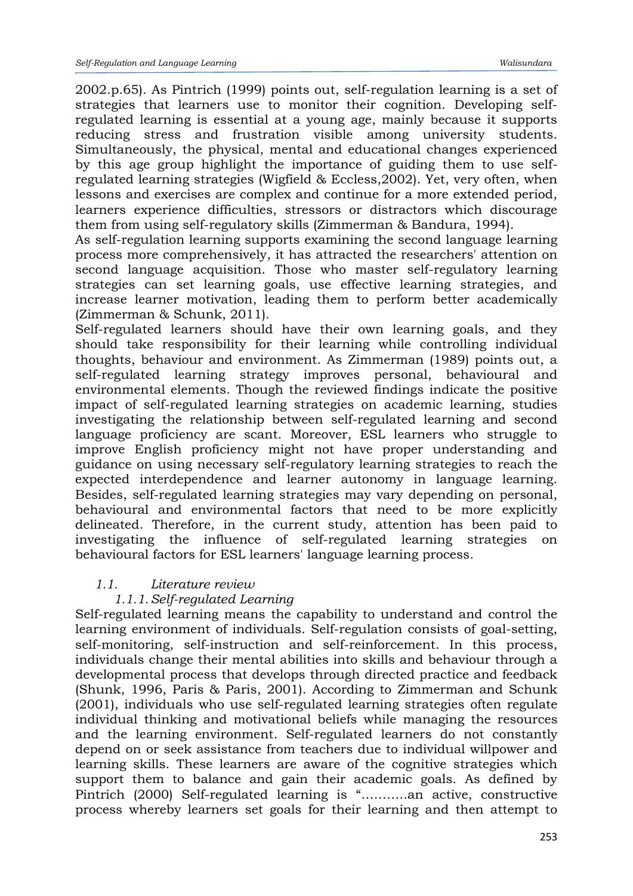2002.p.65). As Pintrich (1999) points out, self-regulation learning is a set of strategies that learners use to monitor their cognition. Developing self-regulated learning is essential at a young age, mainly because it supports reducing stress and frustration visible among university students. Simultaneously, the physical, mental and educational changes experienced by this age group highlight the importance of guiding them to use self-regulated learning strategies (Wigfield & Eccless,2002). Yet, very often, when lessons and exercises are complex and continue for a more extended period, learners experience difficulties, stressors or distractors which discourage them from using self-regulatory skills (Zimmerman & Bandura, 1994).

As self-regulation learning supports examining the second language learning process more comprehensively, it has attracted the researchers' attention on second language acquisition. Those who master self-regulatory learning strategies can set learning goals, use effective learning strategies, and increase learner motivation, leading them to perform better academically (Zimmerman & Schunk, 2011).

Self-regulated learners should have their own learning goals, and they should take responsibility for their learning while controlling individual thoughts, behaviour and environment. As Zimmerman (1989) points out, a self-regulated learning strategy improves personal, behavioural and environmental elements. Though the reviewed findings indicate the positive impact of self-regulated learning strategies on academic learning, studies investigating the relationship between self-regulated learning and second language proficiency are scant. Moreover, ESL learners who struggle to improve English proficiency might not have proper understanding and guidance on using necessary self-regulatory learning strategies to reach the expected interdependence and learner autonomy in language learning. Besides, self-regulated learning strategies may vary depending on personal, behavioural and environmental factors that need to be more explicitly delineated. Therefore, in the current study, attention has been paid to investigating the influence of self-regulated learning strategies on behavioural factors for ESL learners' language learning process.

## 1.1. *Literature review*

### 1.1.1. *Self-regulated Learning*

Self-regulated learning means the capability to understand and control the learning environment of individuals. Self-regulation consists of goal-setting, self-monitoring, self-instruction and self-reinforcement. In this process, individuals change their mental abilities into skills and behaviour through a developmental process that develops through directed practice and feedback (Shunk, 1996, Paris & Paris, 2001). According to Zimmerman and Schunk (2001), individuals who use self-regulated learning strategies often regulate individual thinking and motivational beliefs while managing the resources and the learning environment. Self-regulated learners do not constantly depend on or seek assistance from teachers due to individual willpower and learning skills. These learners are aware of the cognitive strategies which support them to balance and gain their academic goals. As defined by Pintrich (2000) Self-regulated learning is "...........an active, constructive process whereby learners set goals for their learning and then attempt to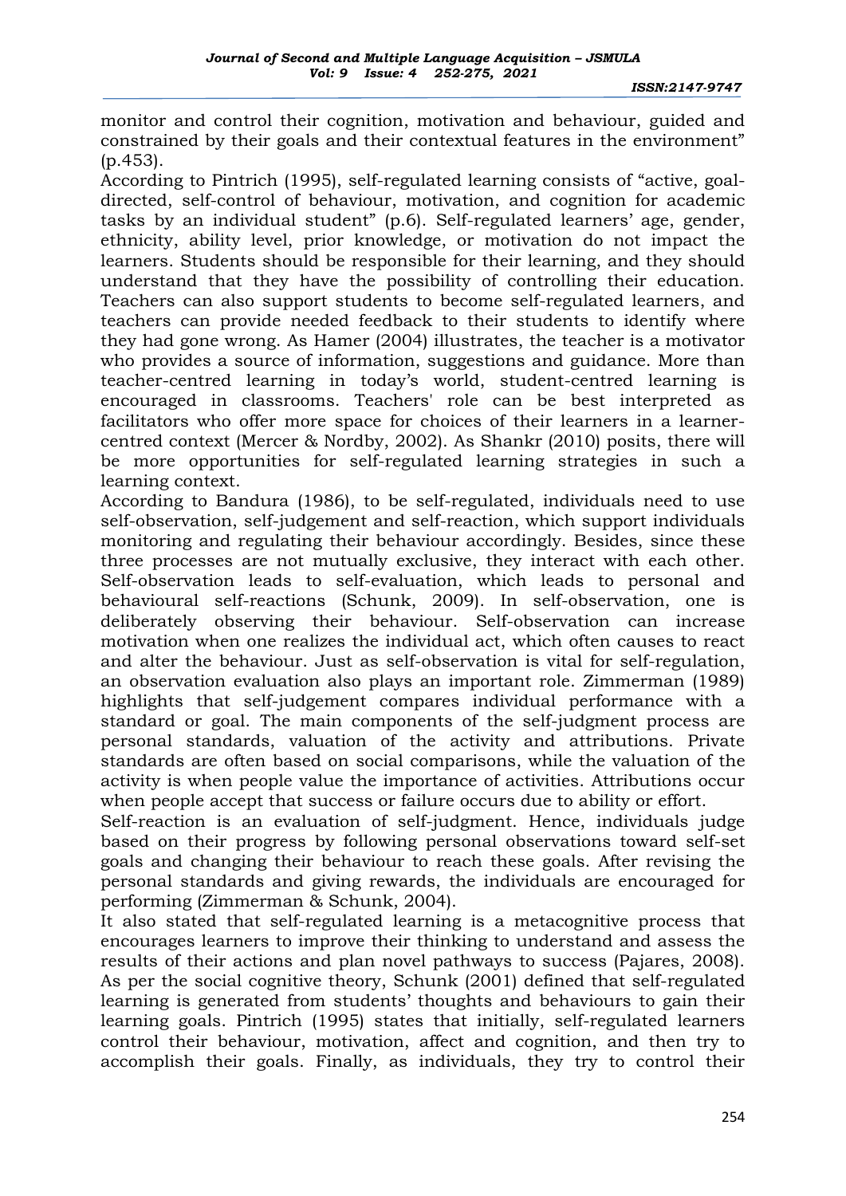monitor and control their cognition, motivation and behaviour, guided and constrained by their goals and their contextual features in the environment" (p.453).

According to Pintrich (1995), self-regulated learning consists of "active, goal-directed, self-control of behaviour, motivation, and cognition for academic tasks by an individual student" (p.6). Self-regulated learners' age, gender, ethnicity, ability level, prior knowledge, or motivation do not impact the learners. Students should be responsible for their learning, and they should understand that they have the possibility of controlling their education. Teachers can also support students to become self-regulated learners, and teachers can provide needed feedback to their students to identify where they had gone wrong. As Hamer (2004) illustrates, the teacher is a motivator who provides a source of information, suggestions and guidance. More than teacher-centred learning in today's world, student-centred learning is encouraged in classrooms. Teachers' role can be best interpreted as facilitators who offer more space for choices of their learners in a learner-centred context (Mercer & Nordby, 2002). As Shankr (2010) posits, there will be more opportunities for self-regulated learning strategies in such a learning context.

According to Bandura (1986), to be self-regulated, individuals need to use self-observation, self-judgement and self-reaction, which support individuals monitoring and regulating their behaviour accordingly. Besides, since these three processes are not mutually exclusive, they interact with each other. Self-observation leads to self-evaluation, which leads to personal and behavioural self-reactions (Schunk, 2009). In self-observation, one is deliberately observing their behaviour. Self-observation can increase motivation when one realizes the individual act, which often causes to react and alter the behaviour. Just as self-observation is vital for self-regulation, an observation evaluation also plays an important role. Zimmerman (1989) highlights that self-judgement compares individual performance with a standard or goal. The main components of the self-judgment process are personal standards, valuation of the activity and attributions. Private standards are often based on social comparisons, while the valuation of the activity is when people value the importance of activities. Attributions occur when people accept that success or failure occurs due to ability or effort.

Self-reaction is an evaluation of self-judgment. Hence, individuals judge based on their progress by following personal observations toward self-set goals and changing their behaviour to reach these goals. After revising the personal standards and giving rewards, the individuals are encouraged for performing (Zimmerman & Schunk, 2004).

It also stated that self-regulated learning is a metacognitive process that encourages learners to improve their thinking to understand and assess the results of their actions and plan novel pathways to success (Pajares, 2008). As per the social cognitive theory, Schunk (2001) defined that self-regulated learning is generated from students' thoughts and behaviours to gain their learning goals. Pintrich (1995) states that initially, self-regulated learners control their behaviour, motivation, affect and cognition, and then try to accomplish their goals. Finally, as individuals, they try to control their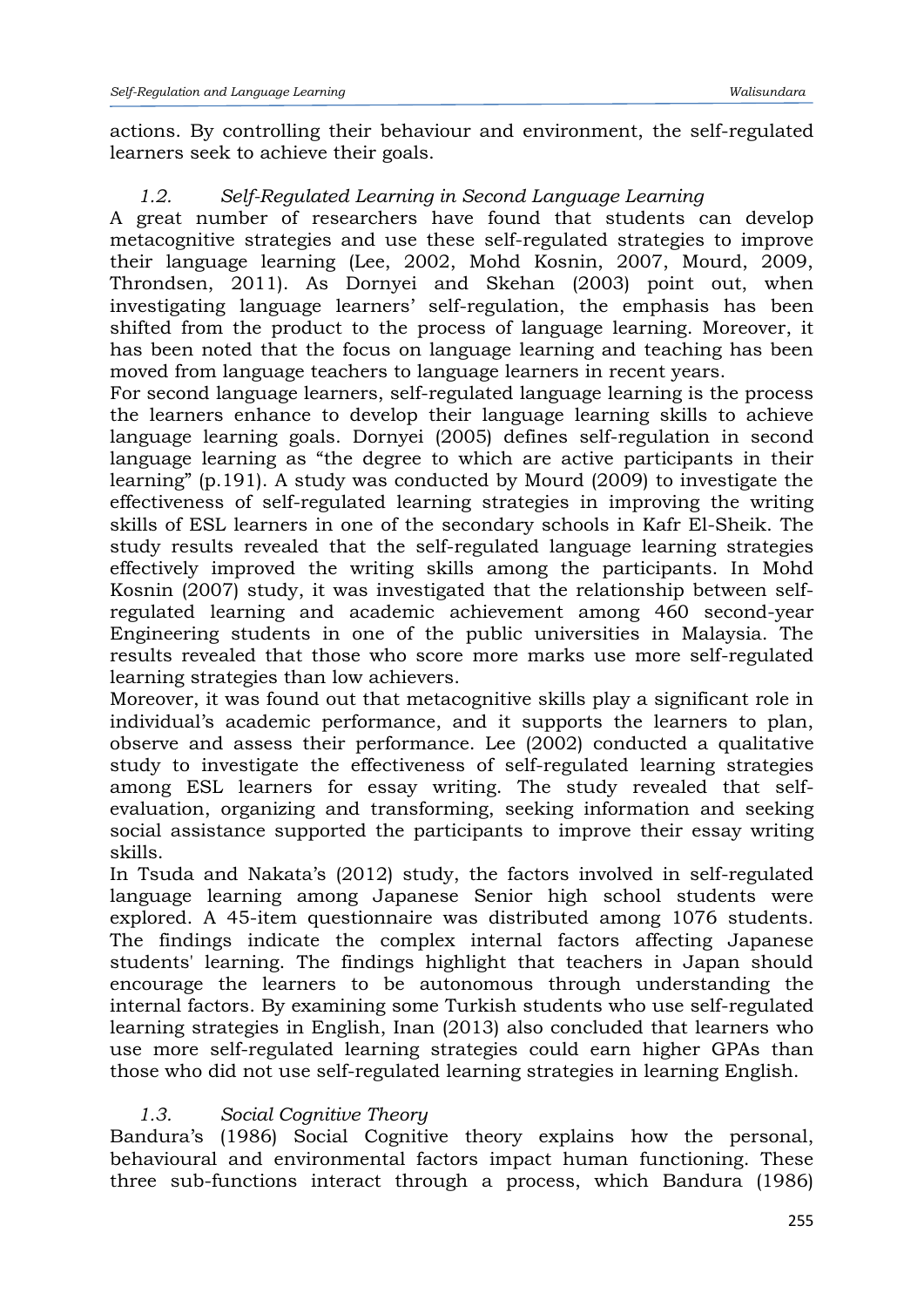actions. By controlling their behaviour and environment, the self-regulated learners seek to achieve their goals.

### *1.2. Self-Regulated Learning in Second Language Learning*

A great number of researchers have found that students can develop metacognitive strategies and use these self-regulated strategies to improve their language learning (Lee, 2002, Mohd Kosnin, 2007, Mourd, 2009, Throndsen, 2011). As Dornyei and Skehan (2003) point out, when investigating language learners' self-regulation, the emphasis has been shifted from the product to the process of language learning. Moreover, it has been noted that the focus on language learning and teaching has been moved from language teachers to language learners in recent years.

For second language learners, self-regulated language learning is the process the learners enhance to develop their language learning skills to achieve language learning goals. Dornyei (2005) defines self-regulation in second language learning as "the degree to which are active participants in their learning" (p.191). A study was conducted by Mourd (2009) to investigate the effectiveness of self-regulated learning strategies in improving the writing skills of ESL learners in one of the secondary schools in Kafr El-Sheik. The study results revealed that the self-regulated language learning strategies effectively improved the writing skills among the participants. In Mohd Kosnin (2007) study, it was investigated that the relationship between self-regulated learning and academic achievement among 460 second-year Engineering students in one of the public universities in Malaysia. The results revealed that those who score more marks use more self-regulated learning strategies than low achievers.

Moreover, it was found out that metacognitive skills play a significant role in individual's academic performance, and it supports the learners to plan, observe and assess their performance. Lee (2002) conducted a qualitative study to investigate the effectiveness of self-regulated learning strategies among ESL learners for essay writing. The study revealed that self-evaluation, organizing and transforming, seeking information and seeking social assistance supported the participants to improve their essay writing skills.

In Tsuda and Nakata's (2012) study, the factors involved in self-regulated language learning among Japanese Senior high school students were explored. A 45-item questionnaire was distributed among 1076 students. The findings indicate the complex internal factors affecting Japanese students' learning. The findings highlight that teachers in Japan should encourage the learners to be autonomous through understanding the internal factors. By examining some Turkish students who use self-regulated learning strategies in English, Inan (2013) also concluded that learners who use more self-regulated learning strategies could earn higher GPAs than those who did not use self-regulated learning strategies in learning English.

### *1.3. Social Cognitive Theory*

Bandura's (1986) Social Cognitive theory explains how the personal, behavioural and environmental factors impact human functioning. These three sub-functions interact through a process, which Bandura (1986)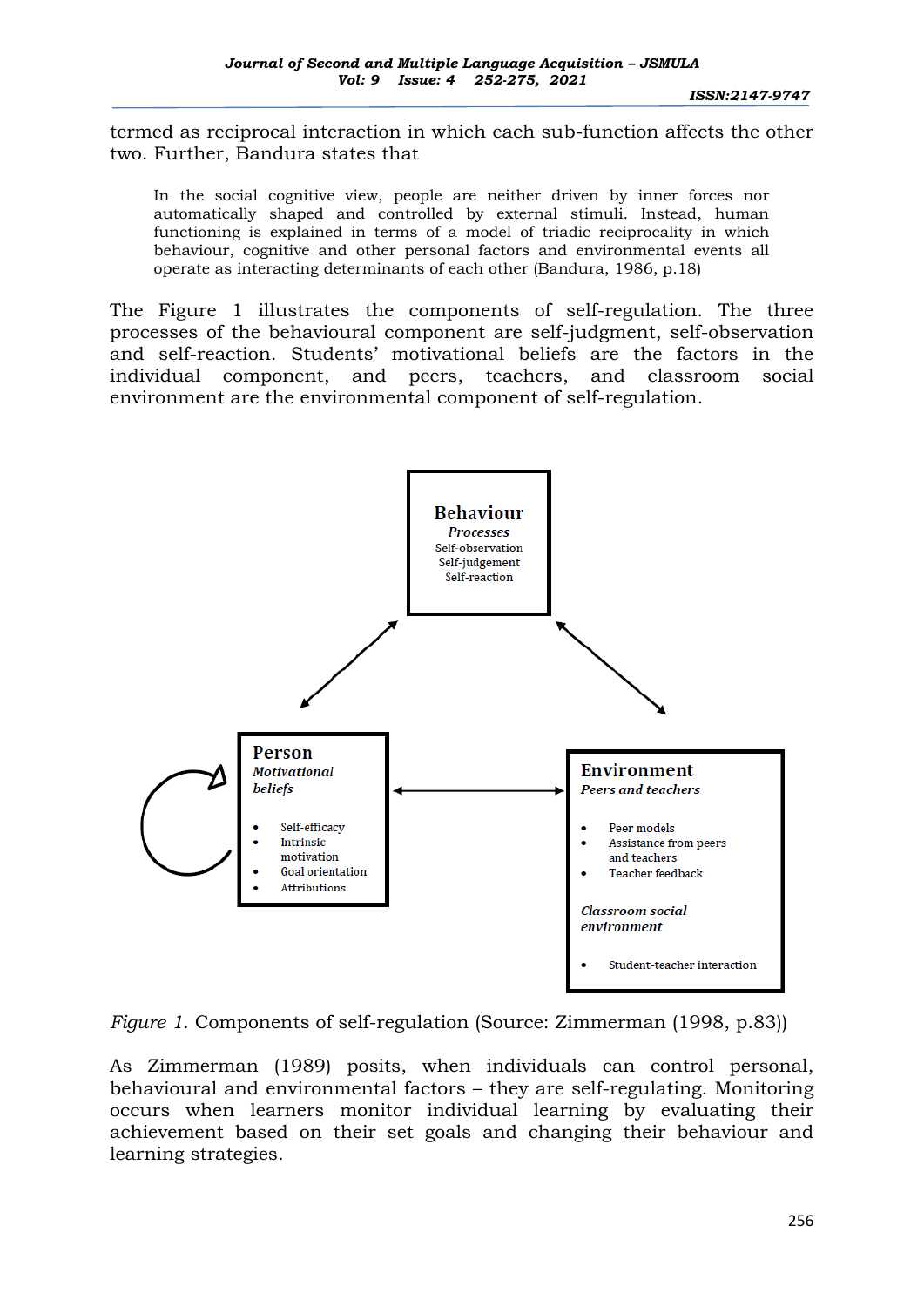termed as reciprocal interaction in which each sub-function affects the other two. Further, Bandura states that

> In the social cognitive view, people are neither driven by inner forces nor automatically shaped and controlled by external stimuli. Instead, human functioning is explained in terms of a model of triadic reciprocality in which behaviour, cognitive and other personal factors and environmental events all operate as interacting determinants of each other (Bandura, 1986, p.18)

The Figure 1 illustrates the components of self-regulation. The three processes of the behavioural component are self-judgment, self-observation and self-reaction. Students' motivational beliefs are the factors in the individual component, and peers, teachers, and classroom social environment are the environmental component of self-regulation.

**Behaviour**
*Processes*
Self-observation
Self-judgement
Self-reaction

**Person**
*Motivational beliefs*

- Self-efficacy
- Intrinsic motivation
- Goal orientation
- Attributions

**Environment**
*Peers and teachers*

- Peer models
- Assistance from peers and teachers
- Teacher feedback

*Classroom social environment*

- Student-teacher interaction

*Figure 1*. Components of self-regulation (Source: Zimmerman (1998, p.83))

As Zimmerman (1989) posits, when individuals can control personal, behavioural and environmental factors – they are self-regulating. Monitoring occurs when learners monitor individual learning by evaluating their achievement based on their set goals and changing their behaviour and learning strategies.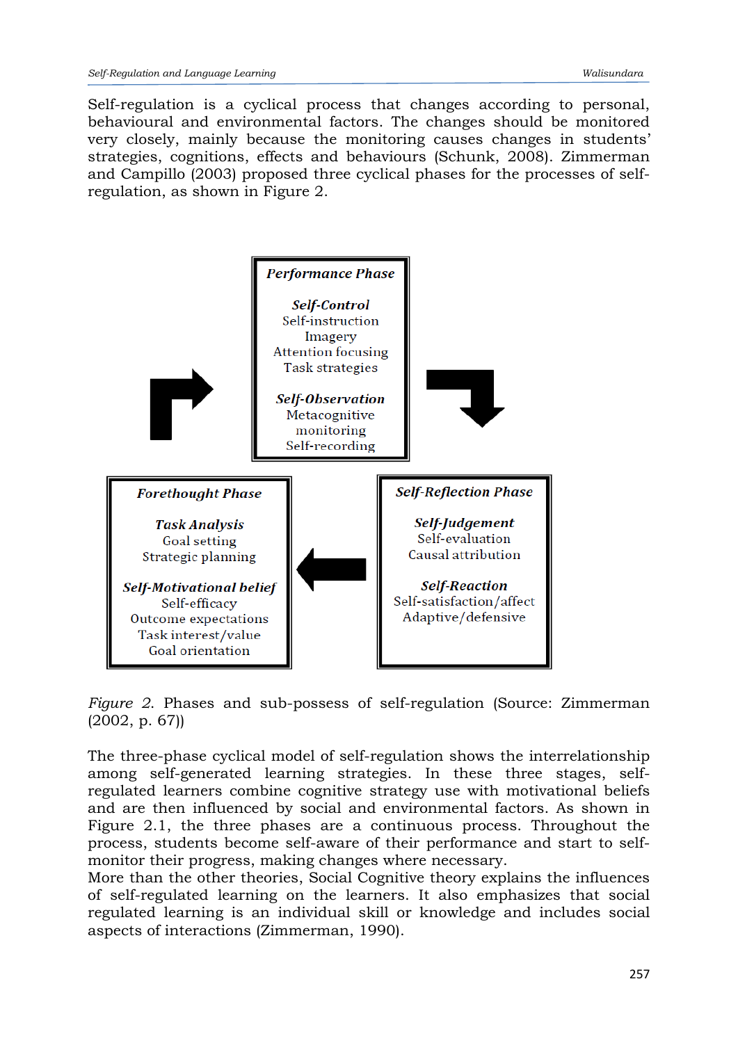Self-regulation is a cyclical process that changes according to personal, behavioural and environmental factors. The changes should be monitored very closely, mainly because the monitoring causes changes in students' strategies, cognitions, effects and behaviours (Schunk, 2008). Zimmerman and Campillo (2003) proposed three cyclical phases for the processes of self-regulation, as shown in Figure 2.

***Performance Phase***

***Self-Control***
Self-instruction
Imagery
Attention focusing
Task strategies

***Self-Observation***
Metacognitive monitoring
Self-recording

***Forethought Phase***

***Task Analysis***
Goal setting
Strategic planning

***Self-Motivational belief***
Self-efficacy
Outcome expectations
Task interest/value
Goal orientation

***Self-Reflection Phase***

***Self-Judgement***
Self-evaluation
Causal attribution

***Self-Reaction***
Self-satisfaction/affect
Adaptive/defensive

*Figure 2*. Phases and sub-possess of self-regulation (Source: Zimmerman (2002, p. 67))

The three-phase cyclical model of self-regulation shows the interrelationship among self-generated learning strategies. In these three stages, self-regulated learners combine cognitive strategy use with motivational beliefs and are then influenced by social and environmental factors. As shown in Figure 2.1, the three phases are a continuous process. Throughout the process, students become self-aware of their performance and start to self-monitor their progress, making changes where necessary.

More than the other theories, Social Cognitive theory explains the influences of self-regulated learning on the learners. It also emphasizes that social regulated learning is an individual skill or knowledge and includes social aspects of interactions (Zimmerman, 1990).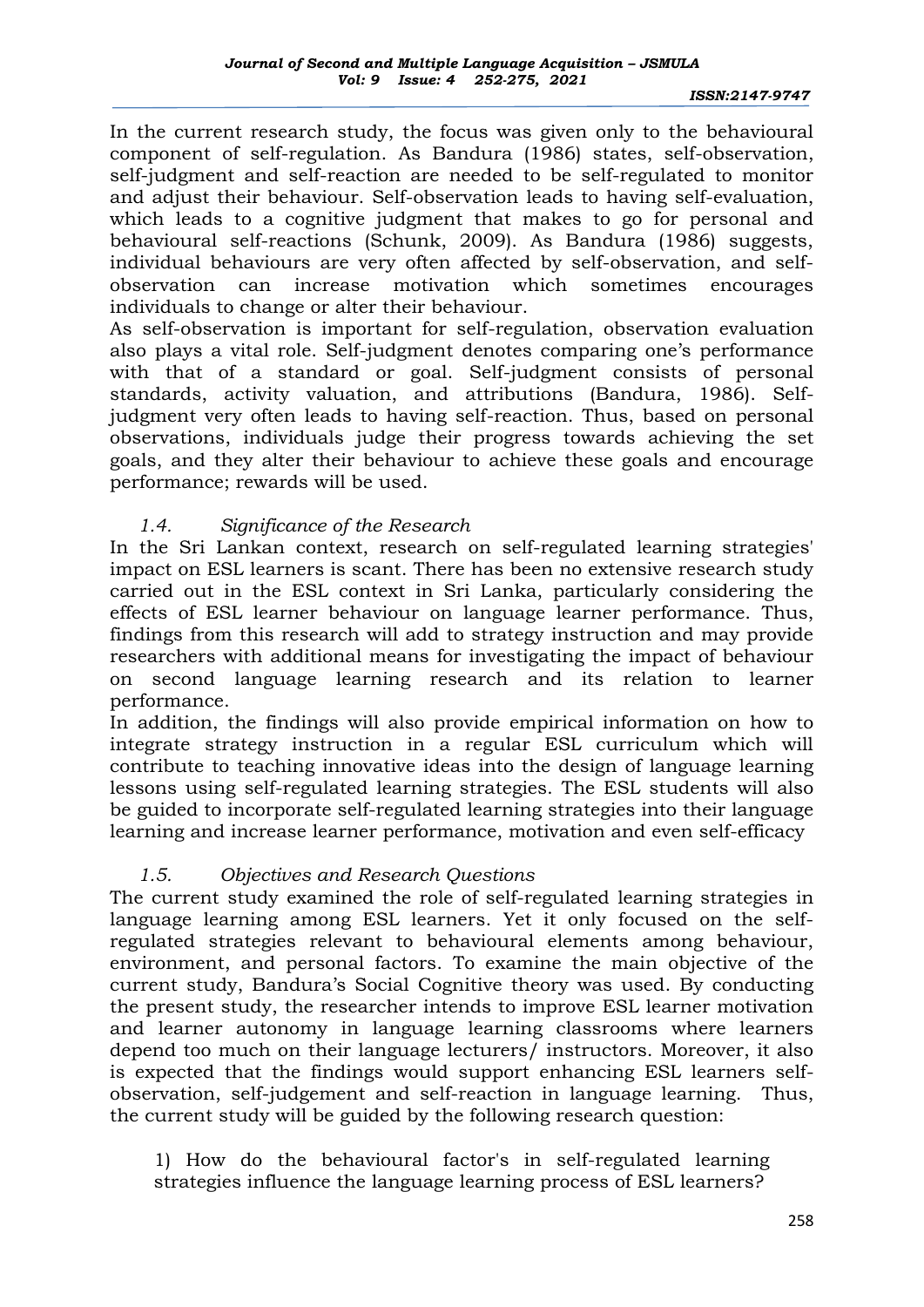In the current research study, the focus was given only to the behavioural component of self-regulation. As Bandura (1986) states, self-observation, self-judgment and self-reaction are needed to be self-regulated to monitor and adjust their behaviour. Self-observation leads to having self-evaluation, which leads to a cognitive judgment that makes to go for personal and behavioural self-reactions (Schunk, 2009). As Bandura (1986) suggests, individual behaviours are very often affected by self-observation, and self-observation can increase motivation which sometimes encourages individuals to change or alter their behaviour.

As self-observation is important for self-regulation, observation evaluation also plays a vital role. Self-judgment denotes comparing one's performance with that of a standard or goal. Self-judgment consists of personal standards, activity valuation, and attributions (Bandura, 1986). Self-judgment very often leads to having self-reaction. Thus, based on personal observations, individuals judge their progress towards achieving the set goals, and they alter their behaviour to achieve these goals and encourage performance; rewards will be used.

### *1.4. Significance of the Research*

In the Sri Lankan context, research on self-regulated learning strategies' impact on ESL learners is scant. There has been no extensive research study carried out in the ESL context in Sri Lanka, particularly considering the effects of ESL learner behaviour on language learner performance. Thus, findings from this research will add to strategy instruction and may provide researchers with additional means for investigating the impact of behaviour on second language learning research and its relation to learner performance.

In addition, the findings will also provide empirical information on how to integrate strategy instruction in a regular ESL curriculum which will contribute to teaching innovative ideas into the design of language learning lessons using self-regulated learning strategies. The ESL students will also be guided to incorporate self-regulated learning strategies into their language learning and increase learner performance, motivation and even self-efficacy

### *1.5. Objectives and Research Questions*

The current study examined the role of self-regulated learning strategies in language learning among ESL learners. Yet it only focused on the self-regulated strategies relevant to behavioural elements among behaviour, environment, and personal factors. To examine the main objective of the current study, Bandura's Social Cognitive theory was used. By conducting the present study, the researcher intends to improve ESL learner motivation and learner autonomy in language learning classrooms where learners depend too much on their language lecturers/ instructors. Moreover, it also is expected that the findings would support enhancing ESL learners self-observation, self-judgement and self-reaction in language learning. Thus, the current study will be guided by the following research question:

1) How do the behavioural factor's in self-regulated learning strategies influence the language learning process of ESL learners?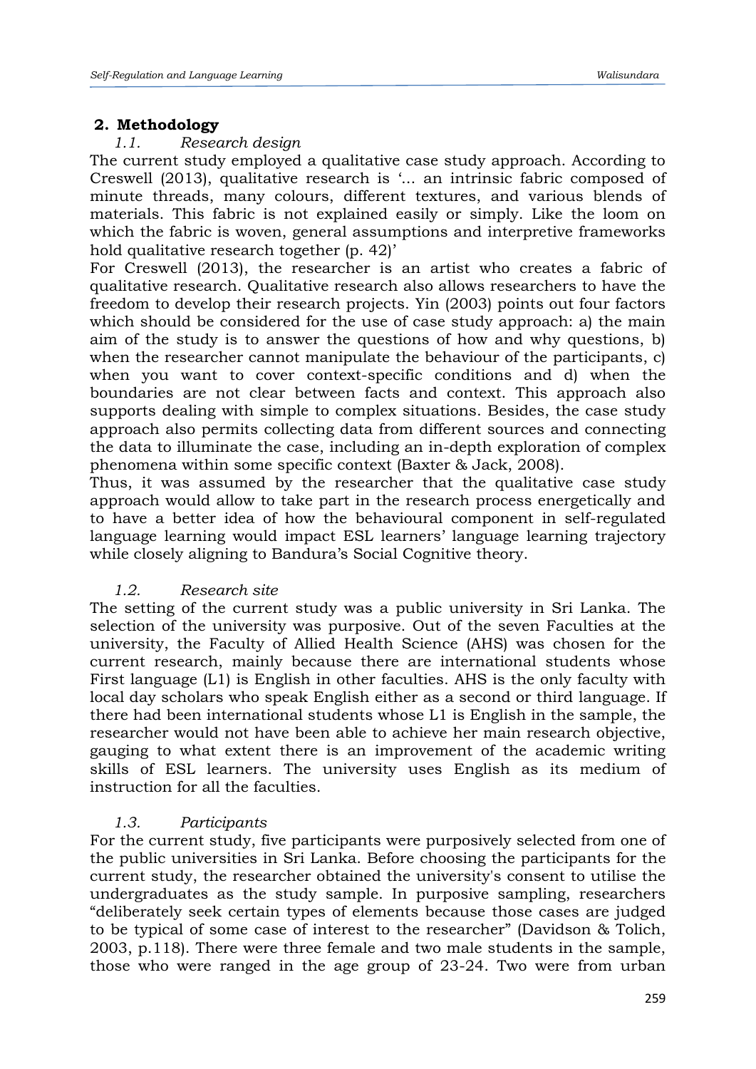## 2. Methodology

### *1.1. Research design*

The current study employed a qualitative case study approach. According to Creswell (2013), qualitative research is '... an intrinsic fabric composed of minute threads, many colours, different textures, and various blends of materials. This fabric is not explained easily or simply. Like the loom on which the fabric is woven, general assumptions and interpretive frameworks hold qualitative research together (p. 42)'

For Creswell (2013), the researcher is an artist who creates a fabric of qualitative research. Qualitative research also allows researchers to have the freedom to develop their research projects. Yin (2003) points out four factors which should be considered for the use of case study approach: a) the main aim of the study is to answer the questions of how and why questions, b) when the researcher cannot manipulate the behaviour of the participants, c) when you want to cover context-specific conditions and d) when the boundaries are not clear between facts and context. This approach also supports dealing with simple to complex situations. Besides, the case study approach also permits collecting data from different sources and connecting the data to illuminate the case, including an in-depth exploration of complex phenomena within some specific context (Baxter & Jack, 2008).

Thus, it was assumed by the researcher that the qualitative case study approach would allow to take part in the research process energetically and to have a better idea of how the behavioural component in self-regulated language learning would impact ESL learners' language learning trajectory while closely aligning to Bandura's Social Cognitive theory.

### *1.2. Research site*

The setting of the current study was a public university in Sri Lanka. The selection of the university was purposive. Out of the seven Faculties at the university, the Faculty of Allied Health Science (AHS) was chosen for the current research, mainly because there are international students whose First language (L1) is English in other faculties. AHS is the only faculty with local day scholars who speak English either as a second or third language. If there had been international students whose L1 is English in the sample, the researcher would not have been able to achieve her main research objective, gauging to what extent there is an improvement of the academic writing skills of ESL learners. The university uses English as its medium of instruction for all the faculties.

### *1.3. Participants*

For the current study, five participants were purposively selected from one of the public universities in Sri Lanka. Before choosing the participants for the current study, the researcher obtained the university's consent to utilise the undergraduates as the study sample. In purposive sampling, researchers "deliberately seek certain types of elements because those cases are judged to be typical of some case of interest to the researcher" (Davidson & Tolich, 2003, p.118). There were three female and two male students in the sample, those who were ranged in the age group of 23-24. Two were from urban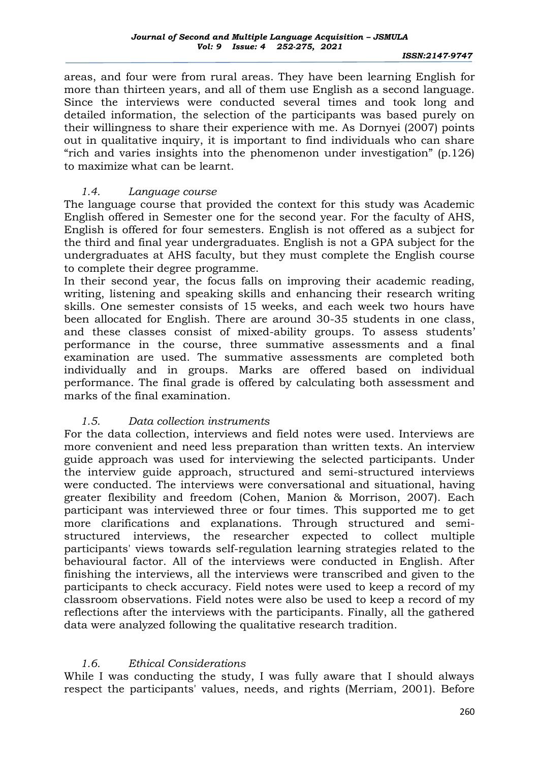areas, and four were from rural areas. They have been learning English for more than thirteen years, and all of them use English as a second language. Since the interviews were conducted several times and took long and detailed information, the selection of the participants was based purely on their willingness to share their experience with me. As Dornyei (2007) points out in qualitative inquiry, it is important to find individuals who can share "rich and varies insights into the phenomenon under investigation" (p.126) to maximize what can be learnt.

### *1.4. Language course*

The language course that provided the context for this study was Academic English offered in Semester one for the second year. For the faculty of AHS, English is offered for four semesters. English is not offered as a subject for the third and final year undergraduates. English is not a GPA subject for the undergraduates at AHS faculty, but they must complete the English course to complete their degree programme.

In their second year, the focus falls on improving their academic reading, writing, listening and speaking skills and enhancing their research writing skills. One semester consists of 15 weeks, and each week two hours have been allocated for English. There are around 30-35 students in one class, and these classes consist of mixed-ability groups. To assess students' performance in the course, three summative assessments and a final examination are used. The summative assessments are completed both individually and in groups. Marks are offered based on individual performance. The final grade is offered by calculating both assessment and marks of the final examination.

### *1.5. Data collection instruments*

For the data collection, interviews and field notes were used. Interviews are more convenient and need less preparation than written texts. An interview guide approach was used for interviewing the selected participants. Under the interview guide approach, structured and semi-structured interviews were conducted. The interviews were conversational and situational, having greater flexibility and freedom (Cohen, Manion & Morrison, 2007). Each participant was interviewed three or four times. This supported me to get more clarifications and explanations. Through structured and semi-structured interviews, the researcher expected to collect multiple participants' views towards self-regulation learning strategies related to the behavioural factor. All of the interviews were conducted in English. After finishing the interviews, all the interviews were transcribed and given to the participants to check accuracy. Field notes were used to keep a record of my classroom observations. Field notes were also be used to keep a record of my reflections after the interviews with the participants. Finally, all the gathered data were analyzed following the qualitative research tradition.

### *1.6. Ethical Considerations*

While I was conducting the study, I was fully aware that I should always respect the participants' values, needs, and rights (Merriam, 2001). Before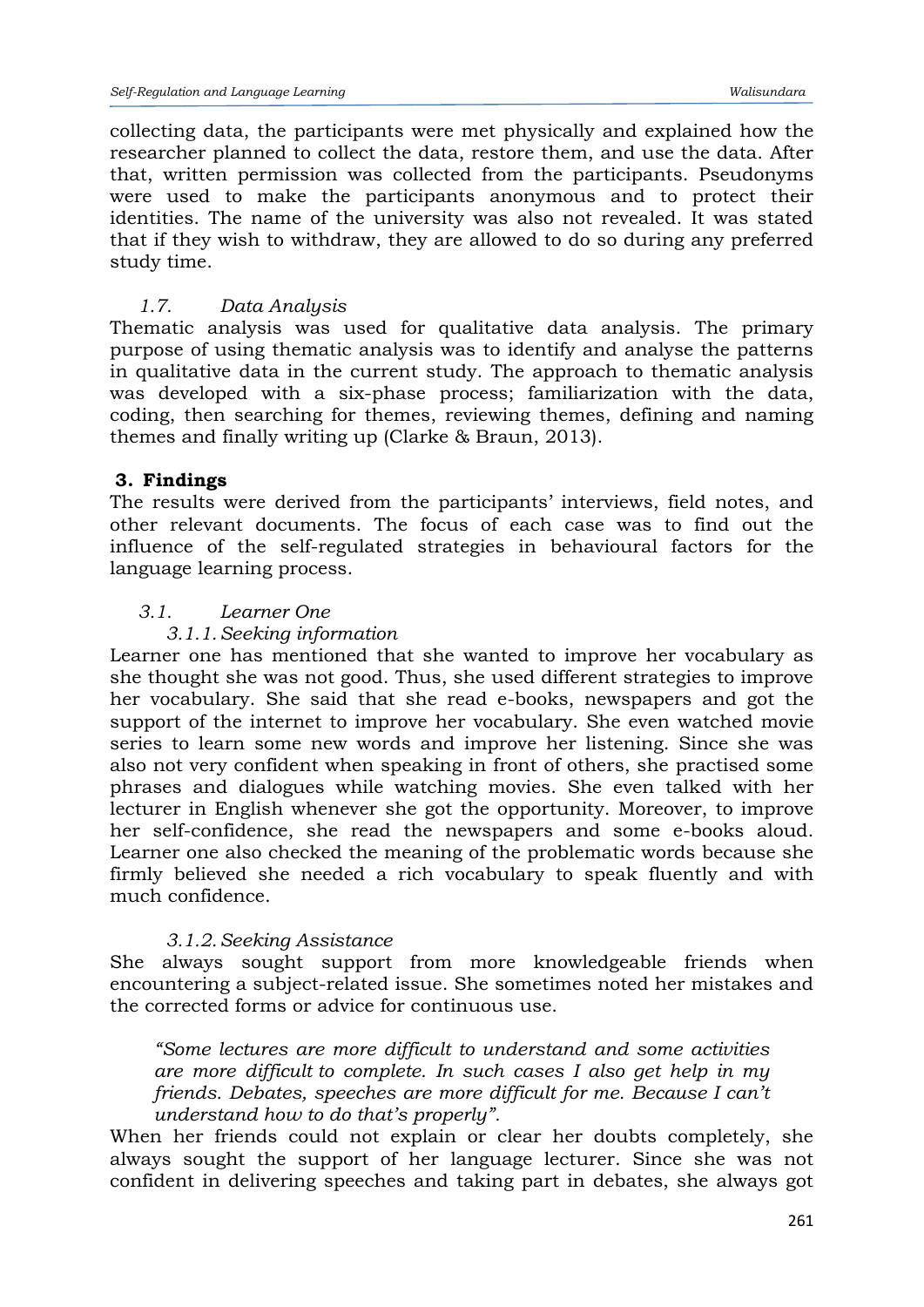collecting data, the participants were met physically and explained how the researcher planned to collect the data, restore them, and use the data. After that, written permission was collected from the participants. Pseudonyms were used to make the participants anonymous and to protect their identities. The name of the university was also not revealed. It was stated that if they wish to withdraw, they are allowed to do so during any preferred study time.

### *1.7. Data Analysis*

Thematic analysis was used for qualitative data analysis. The primary purpose of using thematic analysis was to identify and analyse the patterns in qualitative data in the current study. The approach to thematic analysis was developed with a six-phase process; familiarization with the data, coding, then searching for themes, reviewing themes, defining and naming themes and finally writing up (Clarke & Braun, 2013).

## 3. Findings

The results were derived from the participants' interviews, field notes, and other relevant documents. The focus of each case was to find out the influence of the self-regulated strategies in behavioural factors for the language learning process.

### *3.1. Learner One*

#### *3.1.1. Seeking information*

Learner one has mentioned that she wanted to improve her vocabulary as she thought she was not good. Thus, she used different strategies to improve her vocabulary. She said that she read e-books, newspapers and got the support of the internet to improve her vocabulary. She even watched movie series to learn some new words and improve her listening. Since she was also not very confident when speaking in front of others, she practised some phrases and dialogues while watching movies. She even talked with her lecturer in English whenever she got the opportunity. Moreover, to improve her self-confidence, she read the newspapers and some e-books aloud. Learner one also checked the meaning of the problematic words because she firmly believed she needed a rich vocabulary to speak fluently and with much confidence.

#### *3.1.2. Seeking Assistance*

She always sought support from more knowledgeable friends when encountering a subject-related issue. She sometimes noted her mistakes and the corrected forms or advice for continuous use.

> *"Some lectures are more difficult to understand and some activities are more difficult to complete. In such cases I also get help in my friends. Debates, speeches are more difficult for me. Because I can't understand how to do that's properly".*

When her friends could not explain or clear her doubts completely, she always sought the support of her language lecturer. Since she was not confident in delivering speeches and taking part in debates, she always got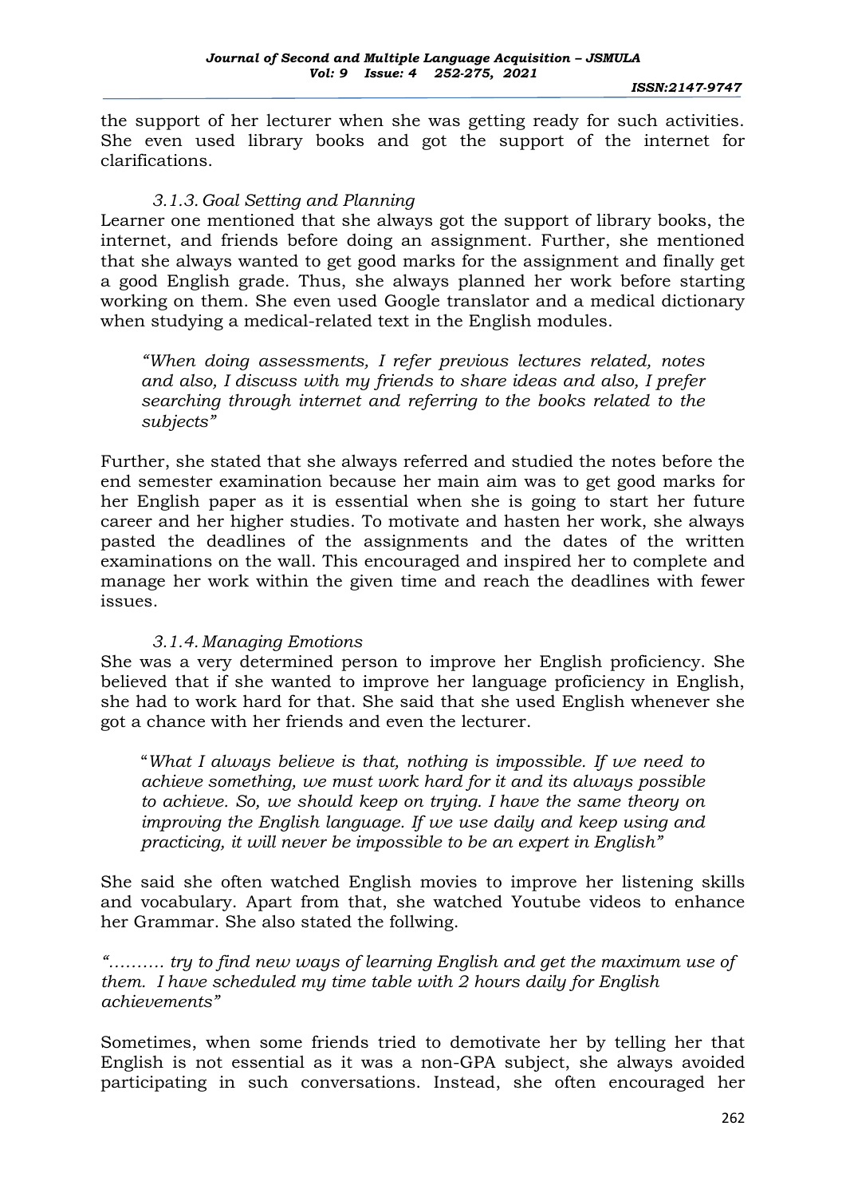the support of her lecturer when she was getting ready for such activities. She even used library books and got the support of the internet for clarifications.

#### 3.1.3. Goal Setting and Planning

Learner one mentioned that she always got the support of library books, the internet, and friends before doing an assignment. Further, she mentioned that she always wanted to get good marks for the assignment and finally get a good English grade. Thus, she always planned her work before starting working on them. She even used Google translator and a medical dictionary when studying a medical-related text in the English modules.

> *"When doing assessments, I refer previous lectures related, notes and also, I discuss with my friends to share ideas and also, I prefer searching through internet and referring to the books related to the subjects"*

Further, she stated that she always referred and studied the notes before the end semester examination because her main aim was to get good marks for her English paper as it is essential when she is going to start her future career and her higher studies. To motivate and hasten her work, she always pasted the deadlines of the assignments and the dates of the written examinations on the wall. This encouraged and inspired her to complete and manage her work within the given time and reach the deadlines with fewer issues.

#### 3.1.4. Managing Emotions

She was a very determined person to improve her English proficiency. She believed that if she wanted to improve her language proficiency in English, she had to work hard for that. She said that she used English whenever she got a chance with her friends and even the lecturer.

> "*What I always believe is that, nothing is impossible. If we need to achieve something, we must work hard for it and its always possible to achieve. So, we should keep on trying. I have the same theory on improving the English language. If we use daily and keep using and practicing, it will never be impossible to be an expert in English"*

She said she often watched English movies to improve her listening skills and vocabulary. Apart from that, she watched Youtube videos to enhance her Grammar. She also stated the follwing.

*"………. try to find new ways of learning English and get the maximum use of them. I have scheduled my time table with 2 hours daily for English achievements"*

Sometimes, when some friends tried to demotivate her by telling her that English is not essential as it was a non-GPA subject, she always avoided participating in such conversations. Instead, she often encouraged her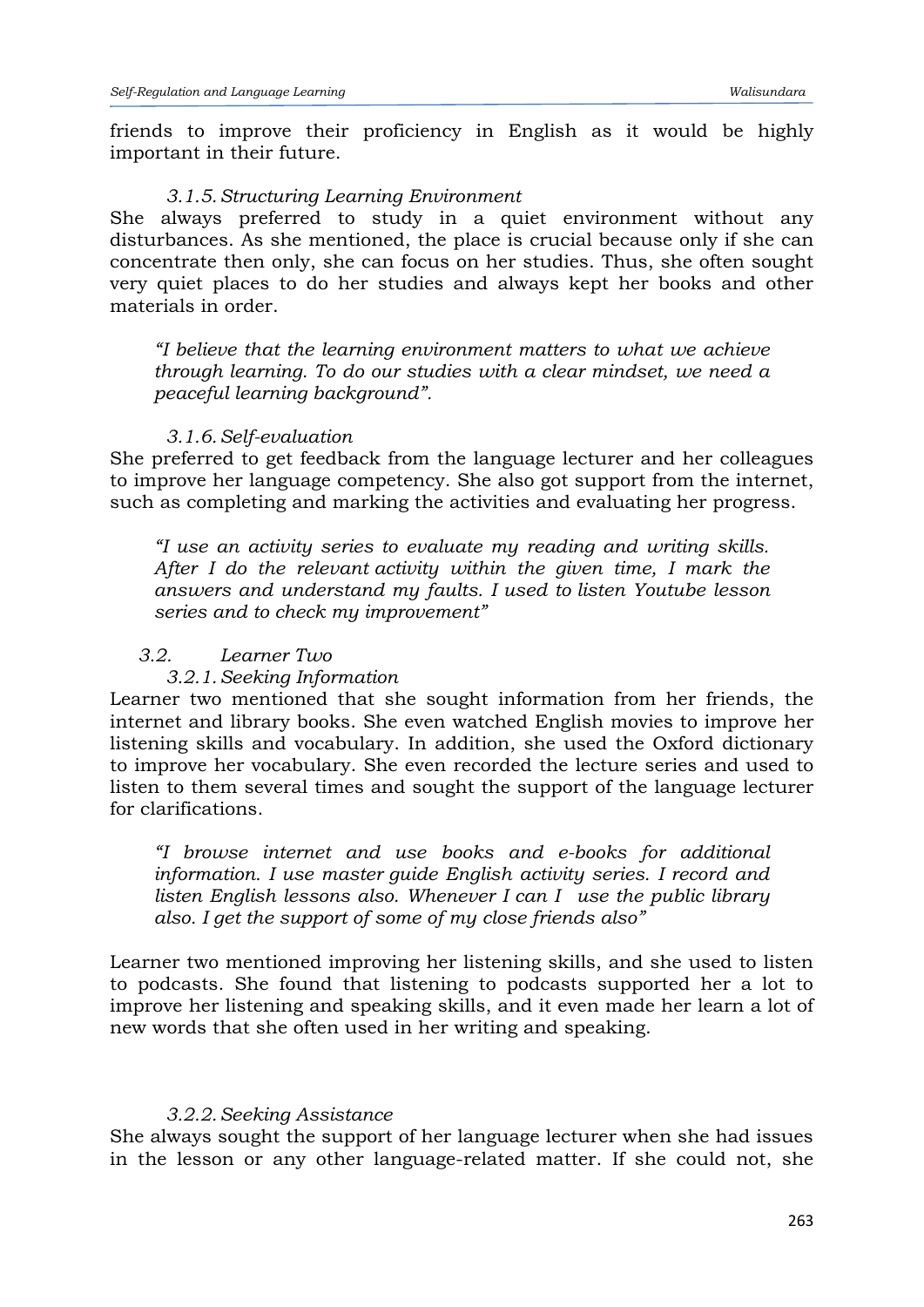friends to improve their proficiency in English as it would be highly important in their future.

#### *3.1.5. Structuring Learning Environment*

She always preferred to study in a quiet environment without any disturbances. As she mentioned, the place is crucial because only if she can concentrate then only, she can focus on her studies. Thus, she often sought very quiet places to do her studies and always kept her books and other materials in order.

> *"I believe that the learning environment matters to what we achieve through learning. To do our studies with a clear mindset, we need a peaceful learning background".*

#### *3.1.6. Self-evaluation*

She preferred to get feedback from the language lecturer and her colleagues to improve her language competency. She also got support from the internet, such as completing and marking the activities and evaluating her progress.

> *"I use an activity series to evaluate my reading and writing skills. After I do the relevant activity within the given time, I mark the answers and understand my faults. I used to listen Youtube lesson series and to check my improvement"*

### *3.2. Learner Two*

#### *3.2.1. Seeking Information*

Learner two mentioned that she sought information from her friends, the internet and library books. She even watched English movies to improve her listening skills and vocabulary. In addition, she used the Oxford dictionary to improve her vocabulary. She even recorded the lecture series and used to listen to them several times and sought the support of the language lecturer for clarifications.

> *"I browse internet and use books and e-books for additional information. I use master guide English activity series. I record and listen English lessons also. Whenever I can I use the public library also. I get the support of some of my close friends also"*

Learner two mentioned improving her listening skills, and she used to listen to podcasts. She found that listening to podcasts supported her a lot to improve her listening and speaking skills, and it even made her learn a lot of new words that she often used in her writing and speaking.

#### *3.2.2. Seeking Assistance*

She always sought the support of her language lecturer when she had issues in the lesson or any other language-related matter. If she could not, she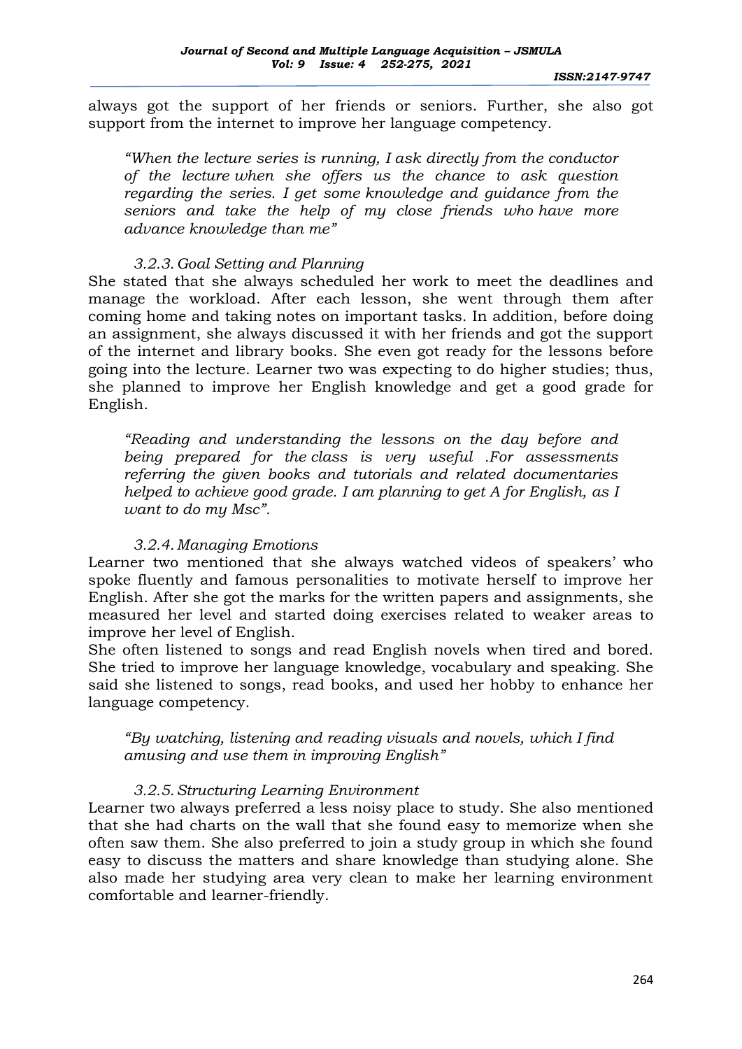always got the support of her friends or seniors. Further, she also got support from the internet to improve her language competency.

> *"When the lecture series is running, I ask directly from the conductor of the lecture when she offers us the chance to ask question regarding the series. I get some knowledge and guidance from the seniors and take the help of my close friends who have more advance knowledge than me"*

#### 3.2.3. Goal Setting and Planning

She stated that she always scheduled her work to meet the deadlines and manage the workload. After each lesson, she went through them after coming home and taking notes on important tasks. In addition, before doing an assignment, she always discussed it with her friends and got the support of the internet and library books. She even got ready for the lessons before going into the lecture. Learner two was expecting to do higher studies; thus, she planned to improve her English knowledge and get a good grade for English.

> *"Reading and understanding the lessons on the day before and being prepared for the class is very useful .For assessments referring the given books and tutorials and related documentaries helped to achieve good grade. I am planning to get A for English, as I want to do my Msc".*

#### 3.2.4. Managing Emotions

Learner two mentioned that she always watched videos of speakers' who spoke fluently and famous personalities to motivate herself to improve her English. After she got the marks for the written papers and assignments, she measured her level and started doing exercises related to weaker areas to improve her level of English.

She often listened to songs and read English novels when tired and bored. She tried to improve her language knowledge, vocabulary and speaking. She said she listened to songs, read books, and used her hobby to enhance her language competency.

> *"By watching, listening and reading visuals and novels, which I find amusing and use them in improving English"*

#### 3.2.5. Structuring Learning Environment

Learner two always preferred a less noisy place to study. She also mentioned that she had charts on the wall that she found easy to memorize when she often saw them. She also preferred to join a study group in which she found easy to discuss the matters and share knowledge than studying alone. She also made her studying area very clean to make her learning environment comfortable and learner-friendly.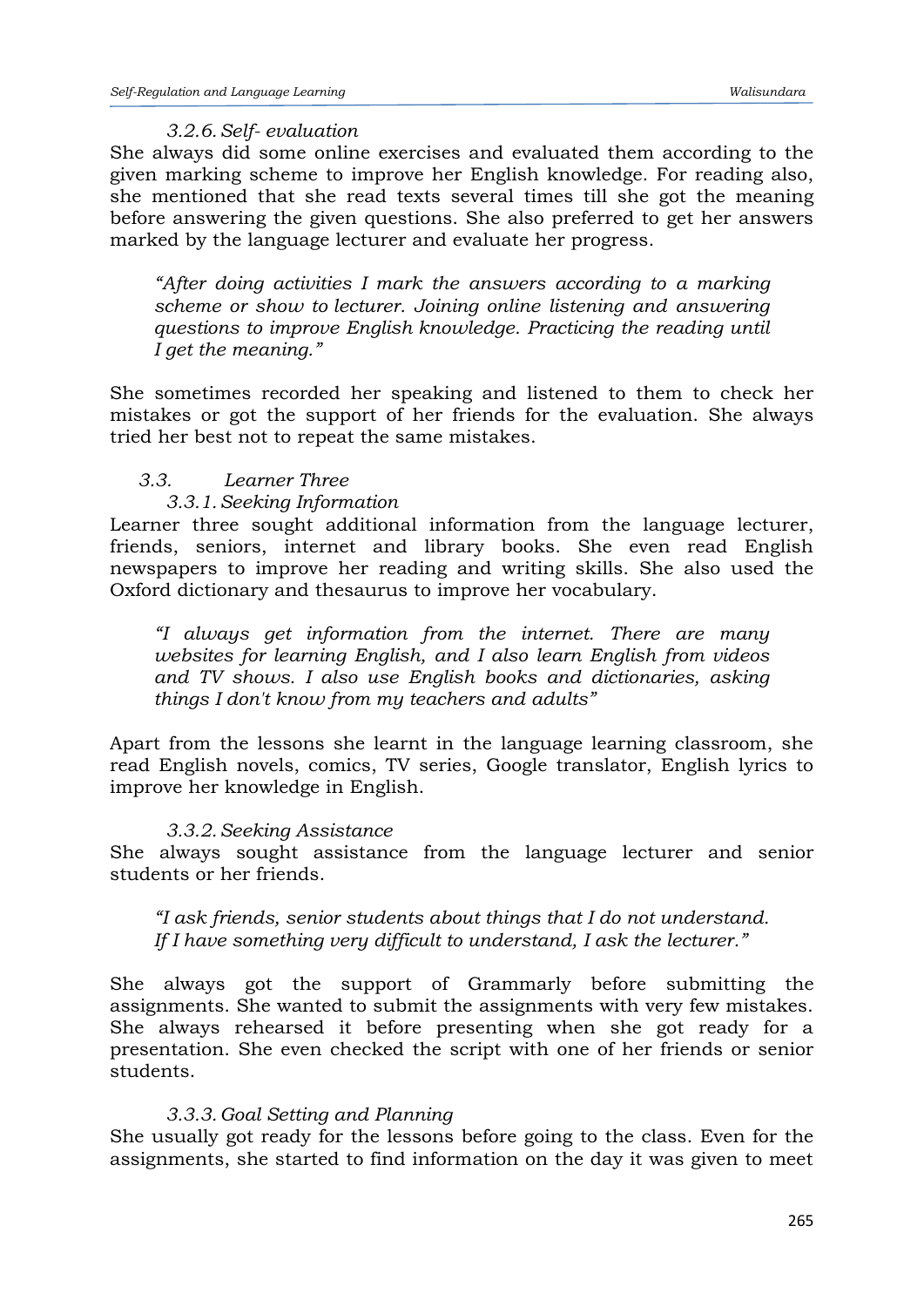#### 3.2.6. Self- evaluation

She always did some online exercises and evaluated them according to the given marking scheme to improve her English knowledge. For reading also, she mentioned that she read texts several times till she got the meaning before answering the given questions. She also preferred to get her answers marked by the language lecturer and evaluate her progress.

> *"After doing activities I mark the answers according to a marking scheme or show to lecturer. Joining online listening and answering questions to improve English knowledge. Practicing the reading until I get the meaning."*

She sometimes recorded her speaking and listened to them to check her mistakes or got the support of her friends for the evaluation. She always tried her best not to repeat the same mistakes.

### 3.3. Learner Three

#### 3.3.1. Seeking Information

Learner three sought additional information from the language lecturer, friends, seniors, internet and library books. She even read English newspapers to improve her reading and writing skills. She also used the Oxford dictionary and thesaurus to improve her vocabulary.

> *"I always get information from the internet. There are many websites for learning English, and I also learn English from videos and TV shows. I also use English books and dictionaries, asking things I don't know from my teachers and adults"*

Apart from the lessons she learnt in the language learning classroom, she read English novels, comics, TV series, Google translator, English lyrics to improve her knowledge in English.

#### 3.3.2. Seeking Assistance

She always sought assistance from the language lecturer and senior students or her friends.

> *"I ask friends, senior students about things that I do not understand. If I have something very difficult to understand, I ask the lecturer."*

She always got the support of Grammarly before submitting the assignments. She wanted to submit the assignments with very few mistakes. She always rehearsed it before presenting when she got ready for a presentation. She even checked the script with one of her friends or senior students.

#### 3.3.3. Goal Setting and Planning

She usually got ready for the lessons before going to the class. Even for the assignments, she started to find information on the day it was given to meet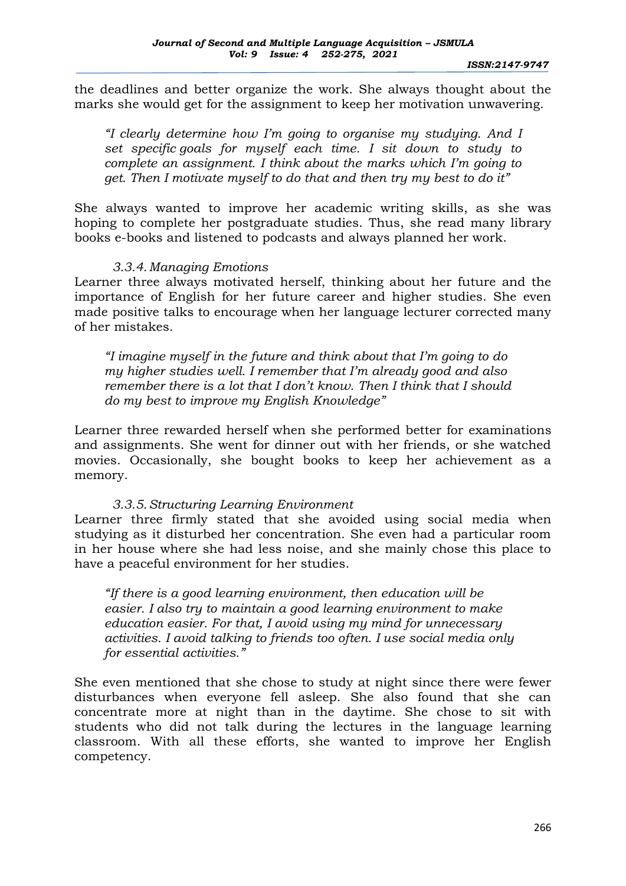the deadlines and better organize the work. She always thought about the marks she would get for the assignment to keep her motivation unwavering.

> *"I clearly determine how I'm going to organise my studying. And I set specific goals for myself each time. I sit down to study to complete an assignment. I think about the marks which I'm going to get. Then I motivate myself to do that and then try my best to do it"*

She always wanted to improve her academic writing skills, as she was hoping to complete her postgraduate studies. Thus, she read many library books e-books and listened to podcasts and always planned her work.

#### *3.3.4. Managing Emotions*

Learner three always motivated herself, thinking about her future and the importance of English for her future career and higher studies. She even made positive talks to encourage when her language lecturer corrected many of her mistakes.

> *"I imagine myself in the future and think about that I'm going to do my higher studies well. I remember that I'm already good and also remember there is a lot that I don't know. Then I think that I should do my best to improve my English Knowledge"*

Learner three rewarded herself when she performed better for examinations and assignments. She went for dinner out with her friends, or she watched movies. Occasionally, she bought books to keep her achievement as a memory.

#### *3.3.5. Structuring Learning Environment*

Learner three firmly stated that she avoided using social media when studying as it disturbed her concentration. She even had a particular room in her house where she had less noise, and she mainly chose this place to have a peaceful environment for her studies.

> *"If there is a good learning environment, then education will be easier. I also try to maintain a good learning environment to make education easier. For that, I avoid using my mind for unnecessary activities. I avoid talking to friends too often. I use social media only for essential activities."*

She even mentioned that she chose to study at night since there were fewer disturbances when everyone fell asleep. She also found that she can concentrate more at night than in the daytime. She chose to sit with students who did not talk during the lectures in the language learning classroom. With all these efforts, she wanted to improve her English competency.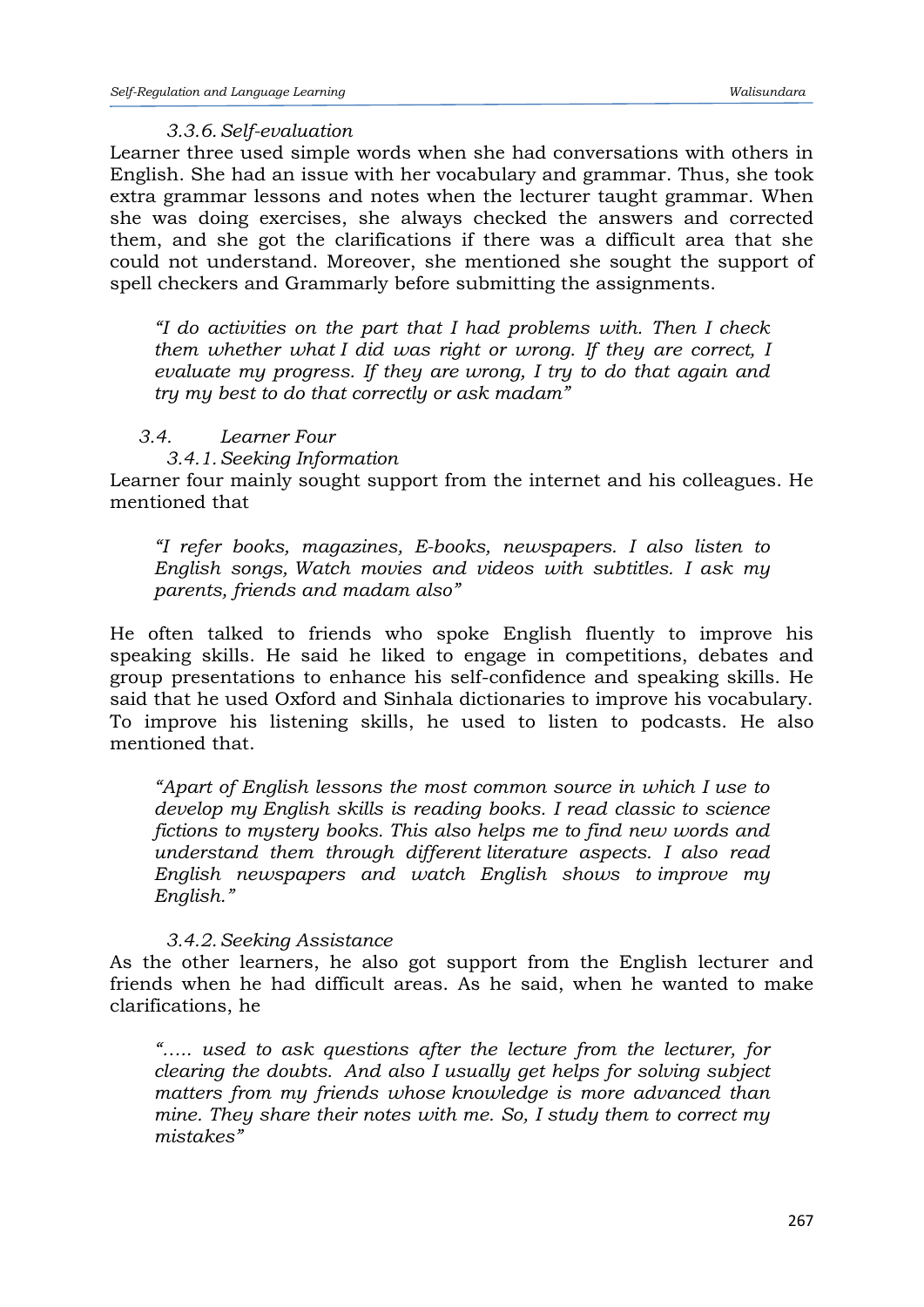#### *3.3.6. Self-evaluation*

Learner three used simple words when she had conversations with others in English. She had an issue with her vocabulary and grammar. Thus, she took extra grammar lessons and notes when the lecturer taught grammar. When she was doing exercises, she always checked the answers and corrected them, and she got the clarifications if there was a difficult area that she could not understand. Moreover, she mentioned she sought the support of spell checkers and Grammarly before submitting the assignments.

> *"I do activities on the part that I had problems with. Then I check them whether what I did was right or wrong. If they are correct, I evaluate my progress. If they are wrong, I try to do that again and try my best to do that correctly or ask madam"*

### *3.4. Learner Four*

#### *3.4.1. Seeking Information*

Learner four mainly sought support from the internet and his colleagues. He mentioned that

> *"I refer books, magazines, E-books, newspapers. I also listen to English songs, Watch movies and videos with subtitles. I ask my parents, friends and madam also"*

He often talked to friends who spoke English fluently to improve his speaking skills. He said he liked to engage in competitions, debates and group presentations to enhance his self-confidence and speaking skills. He said that he used Oxford and Sinhala dictionaries to improve his vocabulary. To improve his listening skills, he used to listen to podcasts. He also mentioned that.

> *"Apart of English lessons the most common source in which I use to develop my English skills is reading books. I read classic to science fictions to mystery books. This also helps me to find new words and understand them through different literature aspects. I also read English newspapers and watch English shows to improve my English."*

#### *3.4.2. Seeking Assistance*

As the other learners, he also got support from the English lecturer and friends when he had difficult areas. As he said, when he wanted to make clarifications, he

> *"….. used to ask questions after the lecture from the lecturer, for clearing the doubts. And also I usually get helps for solving subject matters from my friends whose knowledge is more advanced than mine. They share their notes with me. So, I study them to correct my mistakes"*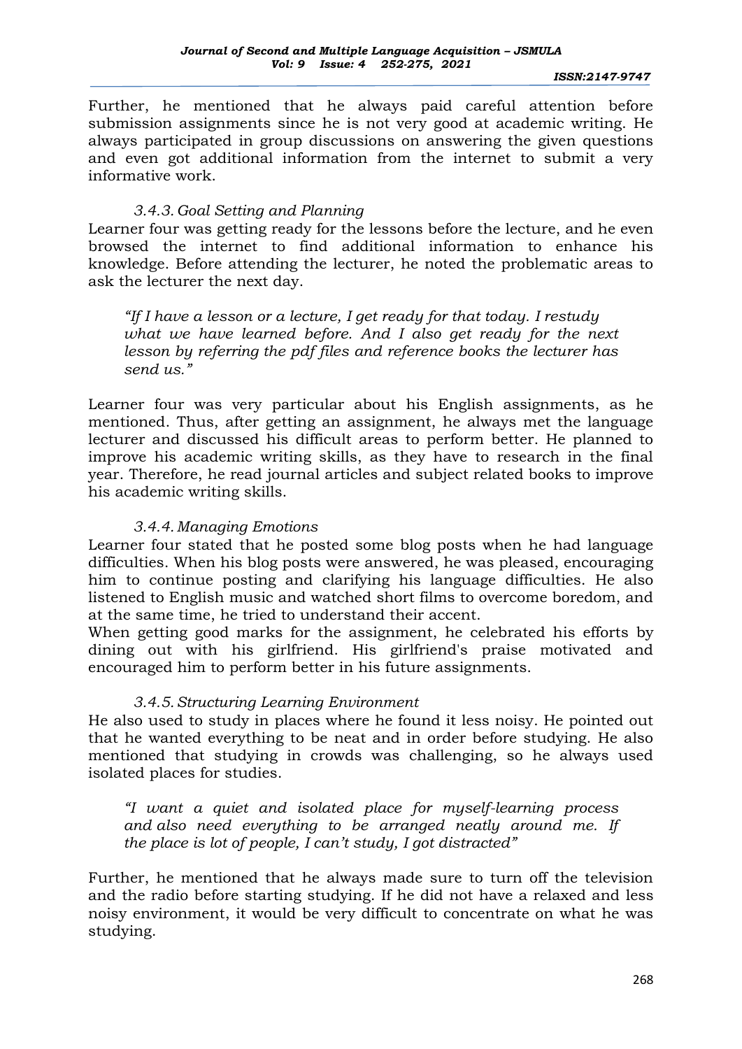Further, he mentioned that he always paid careful attention before submission assignments since he is not very good at academic writing. He always participated in group discussions on answering the given questions and even got additional information from the internet to submit a very informative work.

#### *3.4.3. Goal Setting and Planning*

Learner four was getting ready for the lessons before the lecture, and he even browsed the internet to find additional information to enhance his knowledge. Before attending the lecturer, he noted the problematic areas to ask the lecturer the next day.

> *"If I have a lesson or a lecture, I get ready for that today. I restudy what we have learned before. And I also get ready for the next lesson by referring the pdf files and reference books the lecturer has send us."*

Learner four was very particular about his English assignments, as he mentioned. Thus, after getting an assignment, he always met the language lecturer and discussed his difficult areas to perform better. He planned to improve his academic writing skills, as they have to research in the final year. Therefore, he read journal articles and subject related books to improve his academic writing skills.

#### *3.4.4. Managing Emotions*

Learner four stated that he posted some blog posts when he had language difficulties. When his blog posts were answered, he was pleased, encouraging him to continue posting and clarifying his language difficulties. He also listened to English music and watched short films to overcome boredom, and at the same time, he tried to understand their accent.

When getting good marks for the assignment, he celebrated his efforts by dining out with his girlfriend. His girlfriend's praise motivated and encouraged him to perform better in his future assignments.

#### *3.4.5. Structuring Learning Environment*

He also used to study in places where he found it less noisy. He pointed out that he wanted everything to be neat and in order before studying. He also mentioned that studying in crowds was challenging, so he always used isolated places for studies.

> *"I want a quiet and isolated place for myself-learning process and also need everything to be arranged neatly around me. If the place is lot of people, I can't study, I got distracted"*

Further, he mentioned that he always made sure to turn off the television and the radio before starting studying. If he did not have a relaxed and less noisy environment, it would be very difficult to concentrate on what he was studying.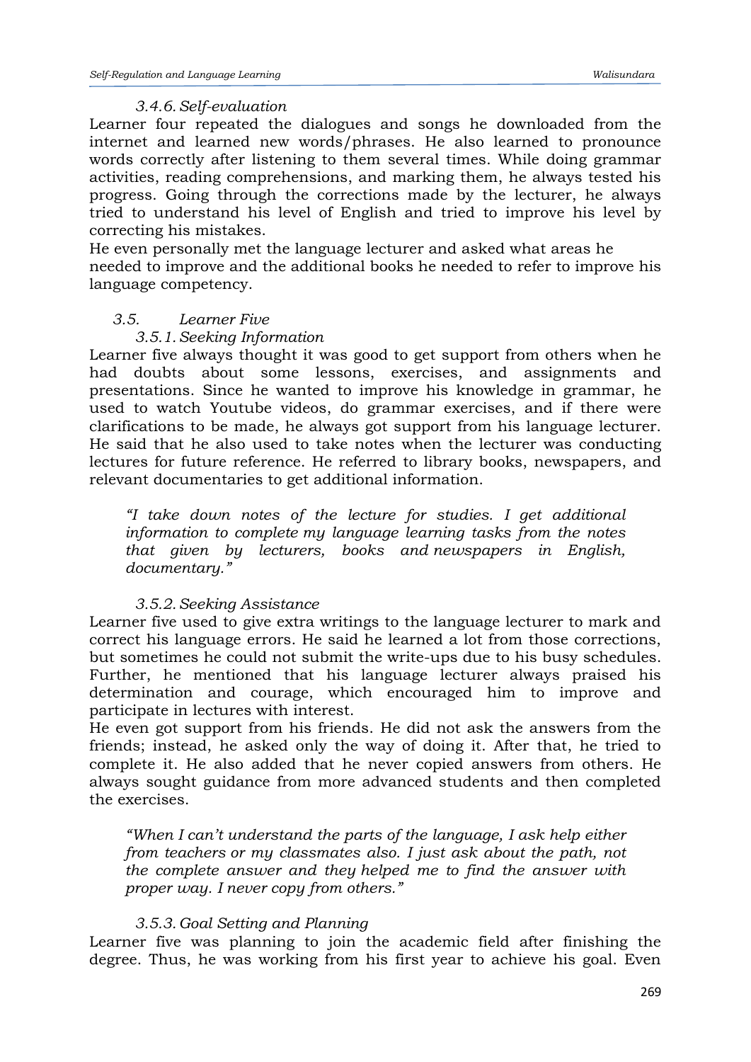#### 3.4.6. Self-evaluation

Learner four repeated the dialogues and songs he downloaded from the internet and learned new words/phrases. He also learned to pronounce words correctly after listening to them several times. While doing grammar activities, reading comprehensions, and marking them, he always tested his progress. Going through the corrections made by the lecturer, he always tried to understand his level of English and tried to improve his level by correcting his mistakes.

He even personally met the language lecturer and asked what areas he needed to improve and the additional books he needed to refer to improve his language competency.

### 3.5. Learner Five

#### 3.5.1. Seeking Information

Learner five always thought it was good to get support from others when he had doubts about some lessons, exercises, and assignments and presentations. Since he wanted to improve his knowledge in grammar, he used to watch Youtube videos, do grammar exercises, and if there were clarifications to be made, he always got support from his language lecturer. He said that he also used to take notes when the lecturer was conducting lectures for future reference. He referred to library books, newspapers, and relevant documentaries to get additional information.

> *"I take down notes of the lecture for studies. I get additional information to complete my language learning tasks from the notes that given by lecturers, books and newspapers in English, documentary."*

#### 3.5.2. Seeking Assistance

Learner five used to give extra writings to the language lecturer to mark and correct his language errors. He said he learned a lot from those corrections, but sometimes he could not submit the write-ups due to his busy schedules. Further, he mentioned that his language lecturer always praised his determination and courage, which encouraged him to improve and participate in lectures with interest.

He even got support from his friends. He did not ask the answers from the friends; instead, he asked only the way of doing it. After that, he tried to complete it. He also added that he never copied answers from others. He always sought guidance from more advanced students and then completed the exercises.

> *"When I can't understand the parts of the language, I ask help either from teachers or my classmates also. I just ask about the path, not the complete answer and they helped me to find the answer with proper way. I never copy from others."*

#### 3.5.3. Goal Setting and Planning

Learner five was planning to join the academic field after finishing the degree. Thus, he was working from his first year to achieve his goal. Even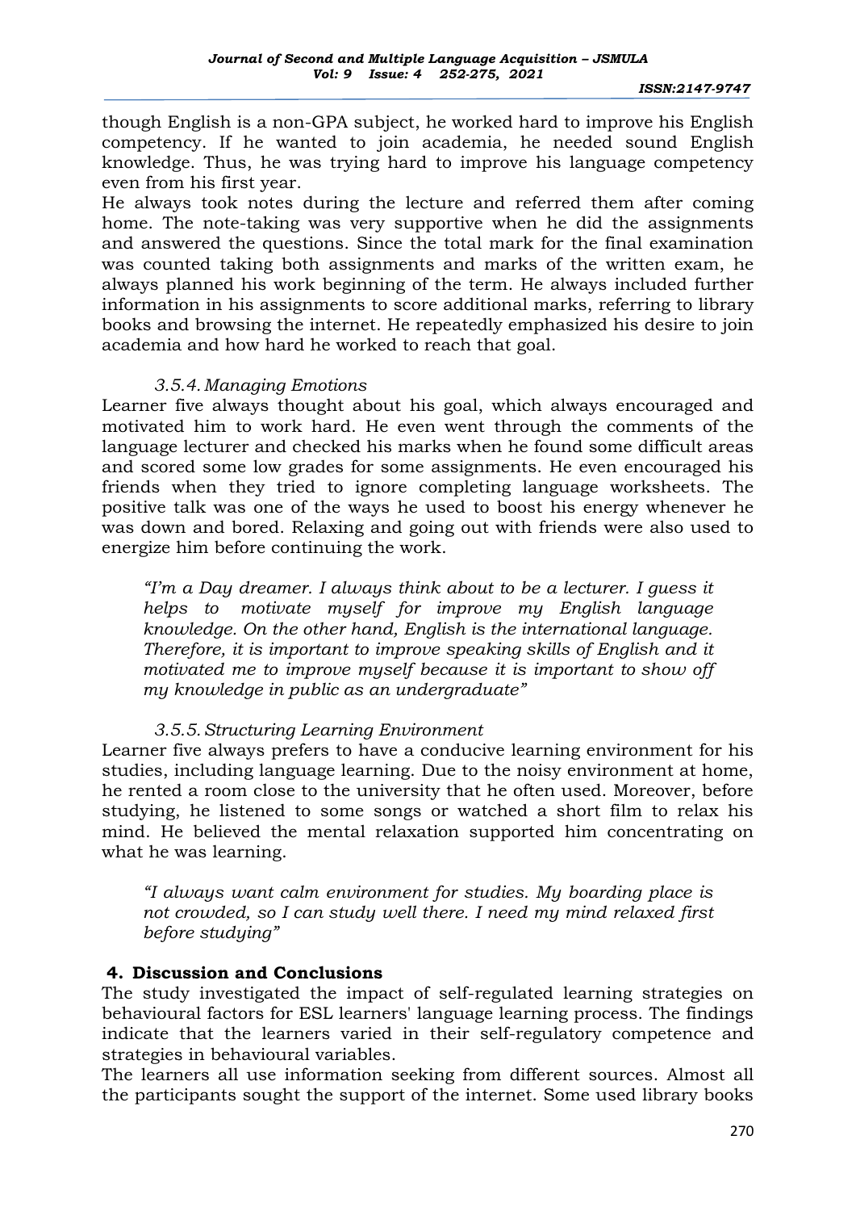though English is a non-GPA subject, he worked hard to improve his English competency. If he wanted to join academia, he needed sound English knowledge. Thus, he was trying hard to improve his language competency even from his first year.

He always took notes during the lecture and referred them after coming home. The note-taking was very supportive when he did the assignments and answered the questions. Since the total mark for the final examination was counted taking both assignments and marks of the written exam, he always planned his work beginning of the term. He always included further information in his assignments to score additional marks, referring to library books and browsing the internet. He repeatedly emphasized his desire to join academia and how hard he worked to reach that goal.

#### *3.5.4. Managing Emotions*

Learner five always thought about his goal, which always encouraged and motivated him to work hard. He even went through the comments of the language lecturer and checked his marks when he found some difficult areas and scored some low grades for some assignments. He even encouraged his friends when they tried to ignore completing language worksheets. The positive talk was one of the ways he used to boost his energy whenever he was down and bored. Relaxing and going out with friends were also used to energize him before continuing the work.

> *"I'm a Day dreamer. I always think about to be a lecturer. I guess it helps to motivate myself for improve my English language knowledge. On the other hand, English is the international language. Therefore, it is important to improve speaking skills of English and it motivated me to improve myself because it is important to show off my knowledge in public as an undergraduate"*

#### *3.5.5. Structuring Learning Environment*

Learner five always prefers to have a conducive learning environment for his studies, including language learning. Due to the noisy environment at home, he rented a room close to the university that he often used. Moreover, before studying, he listened to some songs or watched a short film to relax his mind. He believed the mental relaxation supported him concentrating on what he was learning.

> *"I always want calm environment for studies. My boarding place is not crowded, so I can study well there. I need my mind relaxed first before studying"*

## 4. Discussion and Conclusions

The study investigated the impact of self-regulated learning strategies on behavioural factors for ESL learners' language learning process. The findings indicate that the learners varied in their self-regulatory competence and strategies in behavioural variables.

The learners all use information seeking from different sources. Almost all the participants sought the support of the internet. Some used library books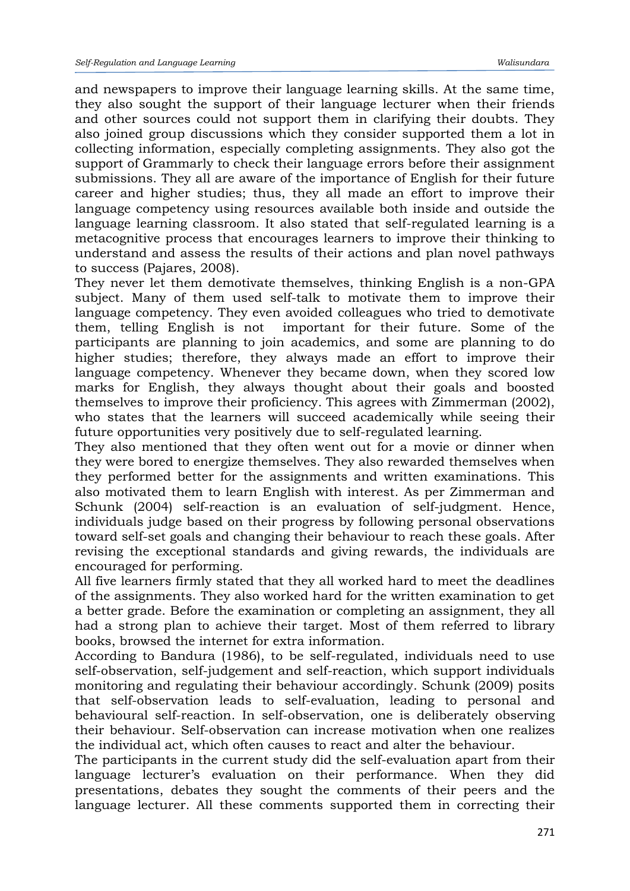and newspapers to improve their language learning skills. At the same time, they also sought the support of their language lecturer when their friends and other sources could not support them in clarifying their doubts. They also joined group discussions which they consider supported them a lot in collecting information, especially completing assignments. They also got the support of Grammarly to check their language errors before their assignment submissions. They all are aware of the importance of English for their future career and higher studies; thus, they all made an effort to improve their language competency using resources available both inside and outside the language learning classroom. It also stated that self-regulated learning is a metacognitive process that encourages learners to improve their thinking to understand and assess the results of their actions and plan novel pathways to success (Pajares, 2008).

They never let them demotivate themselves, thinking English is a non-GPA subject. Many of them used self-talk to motivate them to improve their language competency. They even avoided colleagues who tried to demotivate them, telling English is not important for their future. Some of the participants are planning to join academics, and some are planning to do higher studies; therefore, they always made an effort to improve their language competency. Whenever they became down, when they scored low marks for English, they always thought about their goals and boosted themselves to improve their proficiency. This agrees with Zimmerman (2002), who states that the learners will succeed academically while seeing their future opportunities very positively due to self-regulated learning.

They also mentioned that they often went out for a movie or dinner when they were bored to energize themselves. They also rewarded themselves when they performed better for the assignments and written examinations. This also motivated them to learn English with interest. As per Zimmerman and Schunk (2004) self-reaction is an evaluation of self-judgment. Hence, individuals judge based on their progress by following personal observations toward self-set goals and changing their behaviour to reach these goals. After revising the exceptional standards and giving rewards, the individuals are encouraged for performing.

All five learners firmly stated that they all worked hard to meet the deadlines of the assignments. They also worked hard for the written examination to get a better grade. Before the examination or completing an assignment, they all had a strong plan to achieve their target. Most of them referred to library books, browsed the internet for extra information.

According to Bandura (1986), to be self-regulated, individuals need to use self-observation, self-judgement and self-reaction, which support individuals monitoring and regulating their behaviour accordingly. Schunk (2009) posits that self-observation leads to self-evaluation, leading to personal and behavioural self-reaction. In self-observation, one is deliberately observing their behaviour. Self-observation can increase motivation when one realizes the individual act, which often causes to react and alter the behaviour.

The participants in the current study did the self-evaluation apart from their language lecturer's evaluation on their performance. When they did presentations, debates they sought the comments of their peers and the language lecturer. All these comments supported them in correcting their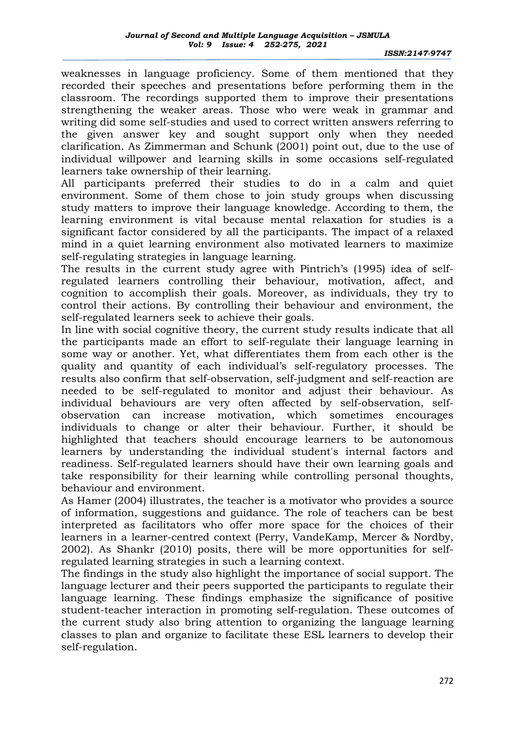weaknesses in language proficiency. Some of them mentioned that they recorded their speeches and presentations before performing them in the classroom. The recordings supported them to improve their presentations strengthening the weaker areas. Those who were weak in grammar and writing did some self-studies and used to correct written answers referring to the given answer key and sought support only when they needed clarification. As Zimmerman and Schunk (2001) point out, due to the use of individual willpower and learning skills in some occasions self-regulated learners take ownership of their learning.

All participants preferred their studies to do in a calm and quiet environment. Some of them chose to join study groups when discussing study matters to improve their language knowledge. According to them, the learning environment is vital because mental relaxation for studies is a significant factor considered by all the participants. The impact of a relaxed mind in a quiet learning environment also motivated learners to maximize self-regulating strategies in language learning.

The results in the current study agree with Pintrich's (1995) idea of self-regulated learners controlling their behaviour, motivation, affect, and cognition to accomplish their goals. Moreover, as individuals, they try to control their actions. By controlling their behaviour and environment, the self-regulated learners seek to achieve their goals.

In line with social cognitive theory, the current study results indicate that all the participants made an effort to self-regulate their language learning in some way or another. Yet, what differentiates them from each other is the quality and quantity of each individual's self-regulatory processes. The results also confirm that self-observation, self-judgment and self-reaction are needed to be self-regulated to monitor and adjust their behaviour. As individual behaviours are very often affected by self-observation, self-observation can increase motivation, which sometimes encourages individuals to change or alter their behaviour. Further, it should be highlighted that teachers should encourage learners to be autonomous learners by understanding the individual student's internal factors and readiness. Self-regulated learners should have their own learning goals and take responsibility for their learning while controlling personal thoughts, behaviour and environment.

As Hamer (2004) illustrates, the teacher is a motivator who provides a source of information, suggestions and guidance. The role of teachers can be best interpreted as facilitators who offer more space for the choices of their learners in a learner-centred context (Perry, VandeKamp, Mercer & Nordby, 2002). As Shankr (2010) posits, there will be more opportunities for self-regulated learning strategies in such a learning context.

The findings in the study also highlight the importance of social support. The language lecturer and their peers supported the participants to regulate their language learning. These findings emphasize the significance of positive student-teacher interaction in promoting self-regulation. These outcomes of the current study also bring attention to organizing the language learning classes to plan and organize to facilitate these ESL learners to develop their self-regulation.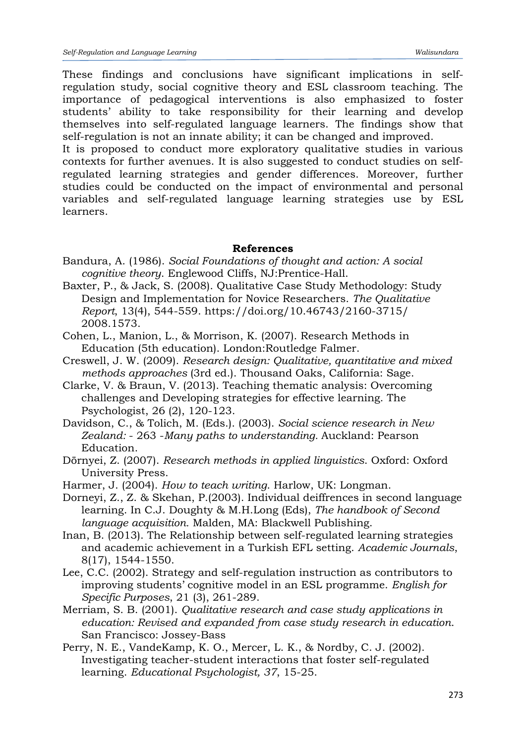These findings and conclusions have significant implications in self-regulation study, social cognitive theory and ESL classroom teaching. The importance of pedagogical interventions is also emphasized to foster students' ability to take responsibility for their learning and develop themselves into self-regulated language learners. The findings show that self-regulation is not an innate ability; it can be changed and improved.

It is proposed to conduct more exploratory qualitative studies in various contexts for further avenues. It is also suggested to conduct studies on self-regulated learning strategies and gender differences. Moreover, further studies could be conducted on the impact of environmental and personal variables and self-regulated language learning strategies use by ESL learners.

## References

Bandura, A. (1986). *Social Foundations of thought and action: A social cognitive theory*. Englewood Cliffs, NJ:Prentice-Hall.

Baxter, P., & Jack, S. (2008). Qualitative Case Study Methodology: Study Design and Implementation for Novice Researchers. *The Qualitative Report*, 13(4), 544-559. https://doi.org/10.46743/2160-3715/2008.1573.

Cohen, L., Manion, L., & Morrison, K. (2007). Research Methods in Education (5th education). London:Routledge Falmer.

Creswell, J. W. (2009). *Research design: Qualitative, quantitative and mixed methods approaches* (3rd ed.). Thousand Oaks, California: Sage.

Clarke, V. & Braun, V. (2013). Teaching thematic analysis: Overcoming challenges and Developing strategies for effective learning. The Psychologist, 26 (2), 120-123.

Davidson, C., & Tolich, M. (Eds.). (2003). *Social science research in New Zealand:* - 263 -*Many paths to understanding.* Auckland: Pearson Education.

Dörnyei, Z. (2007). *Research methods in applied linguistics*. Oxford: Oxford University Press.

Harmer, J. (2004). *How to teach writing*. Harlow, UK: Longman.

Dorneyi, Z., Z. & Skehan, P.(2003). Individual deiffrences in second language learning. In C.J. Doughty & M.H.Long (Eds), *The handbook of Second language acquisition.* Malden, MA: Blackwell Publishing.

Inan, B. (2013). The Relationship between self-regulated learning strategies and academic achievement in a Turkish EFL setting. *Academic Journals*, 8(17), 1544-1550.

Lee, C.C. (2002). Strategy and self-regulation instruction as contributors to improving students' cognitive model in an ESL programme. *English for Specific Purposes*, 21 (3), 261-289.

Merriam, S. B. (2001). *Qualitative research and case study applications in education: Revised and expanded from case study research in education*. San Francisco: Jossey-Bass

Perry, N. E., VandeKamp, K. O., Mercer, L. K., & Nordby, C. J. (2002). Investigating teacher-student interactions that foster self-regulated learning. *Educational Psychologist, 37*, 15-25.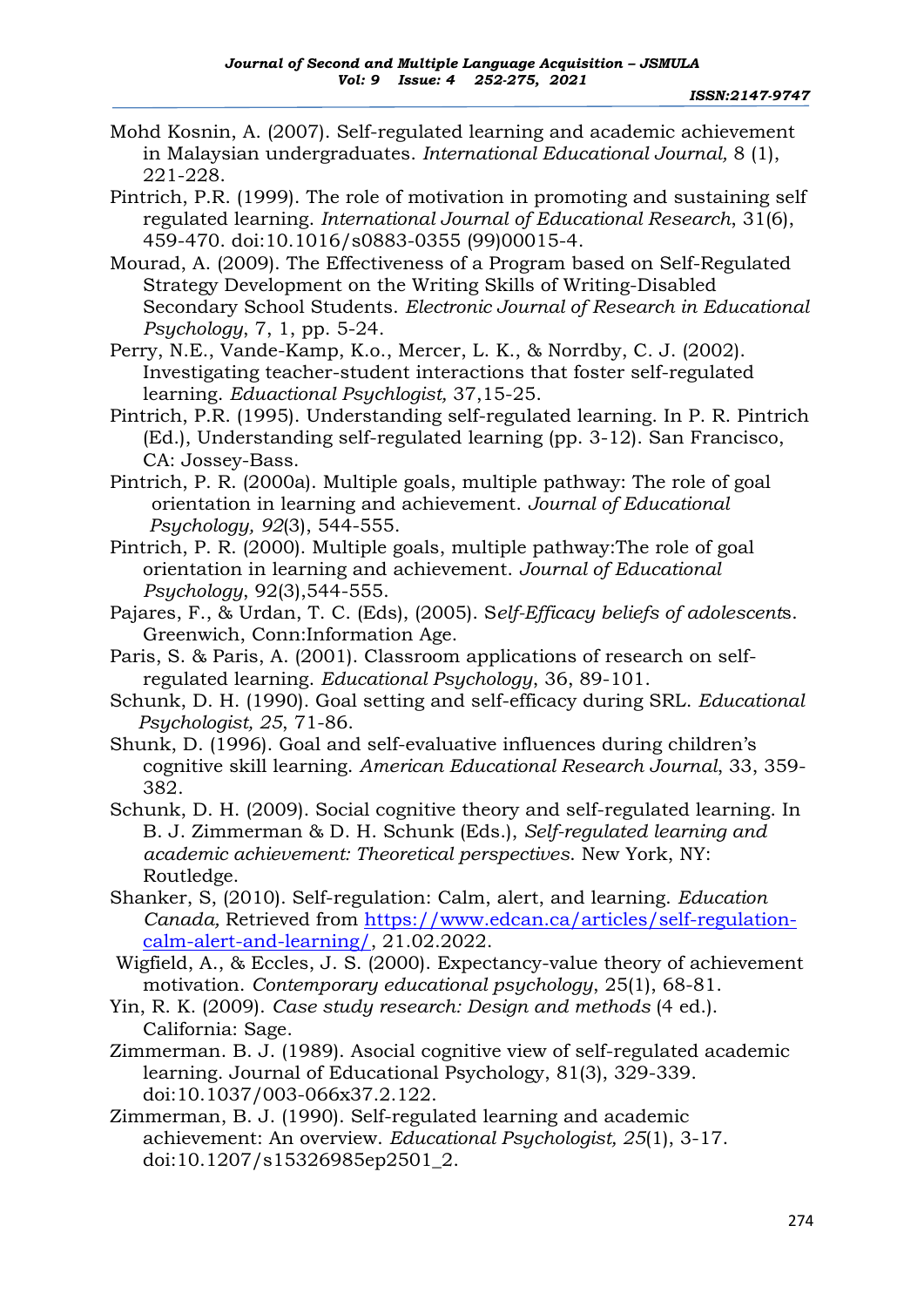Mohd Kosnin, A. (2007). Self-regulated learning and academic achievement in Malaysian undergraduates. *International Educational Journal,* 8 (1), 221-228.

Pintrich, P.R. (1999). The role of motivation in promoting and sustaining self regulated learning. *International Journal of Educational Research*, 31(6), 459-470. doi:10.1016/s0883-0355 (99)00015-4.

Mourad, A. (2009). The Effectiveness of a Program based on Self-Regulated Strategy Development on the Writing Skills of Writing-Disabled Secondary School Students. *Electronic Journal of Research in Educational Psychology*, 7, 1, pp. 5-24.

Perry, N.E., Vande-Kamp, K.o., Mercer, L. K., & Norrdby, C. J. (2002). Investigating teacher-student interactions that foster self-regulated learning. *Eduactional Psychlogist,* 37,15-25.

Pintrich, P.R. (1995). Understanding self-regulated learning. In P. R. Pintrich (Ed.), Understanding self-regulated learning (pp. 3-12). San Francisco, CA: Jossey-Bass.

Pintrich, P. R. (2000a). Multiple goals, multiple pathway: The role of goal orientation in learning and achievement. *Journal of Educational Psychology, 92*(3), 544-555.

Pintrich, P. R. (2000). Multiple goals, multiple pathway:The role of goal orientation in learning and achievement. *Journal of Educational Psychology*, 92(3),544-555.

Pajares, F., & Urdan, T. C. (Eds), (2005). S*elf-Efficacy beliefs of adolescent*s. Greenwich, Conn:Information Age.

Paris, S. & Paris, A. (2001). Classroom applications of research on self-regulated learning. *Educational Psychology*, 36, 89-101.

Schunk, D. H. (1990). Goal setting and self-efficacy during SRL. *Educational Psychologist, 25*, 71-86.

Shunk, D. (1996). Goal and self-evaluative influences during children's cognitive skill learning. *American Educational Research Journal*, 33, 359-382.

Schunk, D. H. (2009). Social cognitive theory and self-regulated learning. In B. J. Zimmerman & D. H. Schunk (Eds.), *Self-regulated learning and academic achievement: Theoretical perspectives*. New York, NY: Routledge.

Shanker, S, (2010). Self-regulation: Calm, alert, and learning. *Education Canada,* Retrieved from https://www.edcan.ca/articles/self-regulation-calm-alert-and-learning/, 21.02.2022.

Wigfield, A., & Eccles, J. S. (2000). Expectancy-value theory of achievement motivation. *Contemporary educational psychology*, 25(1), 68-81.

Yin, R. K. (2009). *Case study research: Design and methods* (4 ed.). California: Sage.

Zimmerman. B. J. (1989). Asocial cognitive view of self-regulated academic learning. Journal of Educational Psychology, 81(3), 329-339. doi:10.1037/003-066x37.2.122.

Zimmerman, B. J. (1990). Self-regulated learning and academic achievement: An overview. *Educational Psychologist, 25*(1), 3-17. doi:10.1207/s15326985ep2501_2.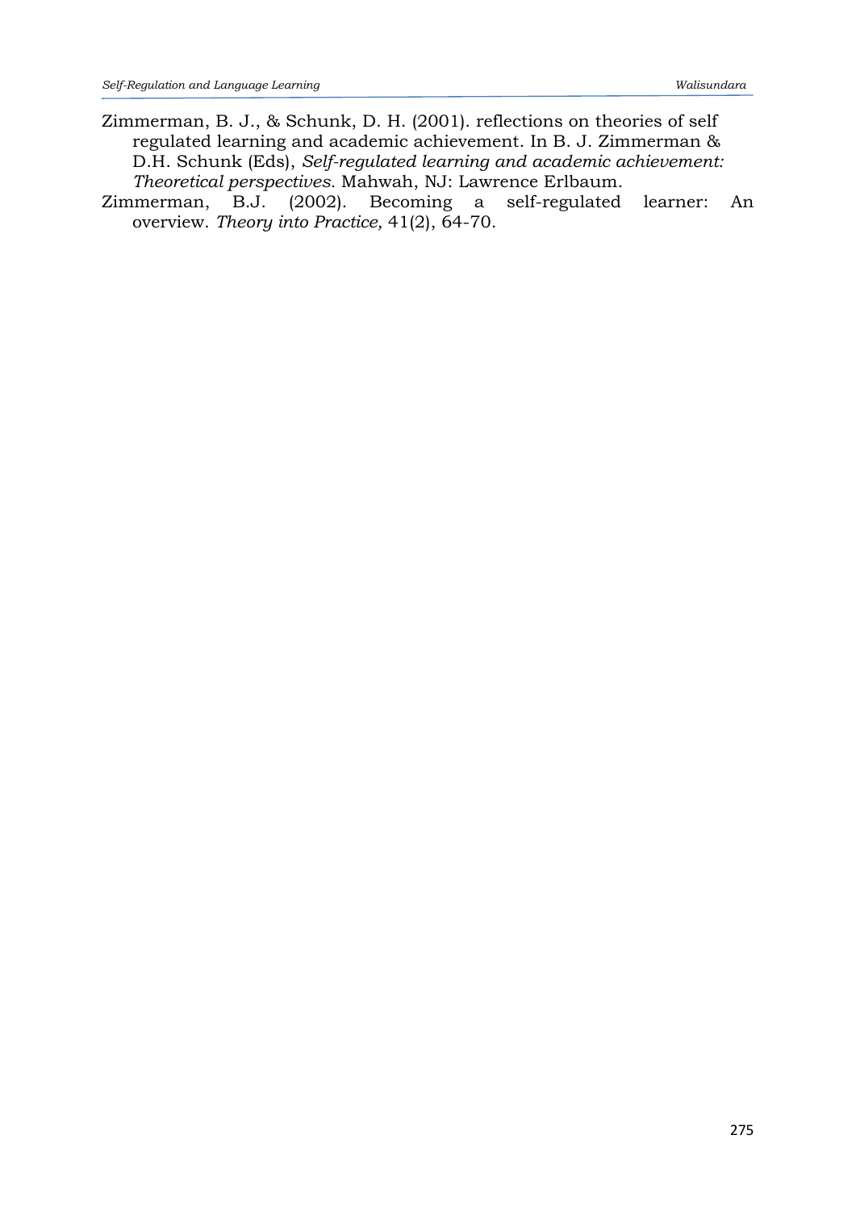Zimmerman, B. J., & Schunk, D. H. (2001). reflections on theories of self regulated learning and academic achievement. In B. J. Zimmerman & D.H. Schunk (Eds), *Self-regulated learning and academic achievement: Theoretical perspectives*. Mahwah, NJ: Lawrence Erlbaum.

Zimmerman, B.J. (2002). Becoming a self-regulated learner: An overview. *Theory into Practice,* 41(2), 64-70.